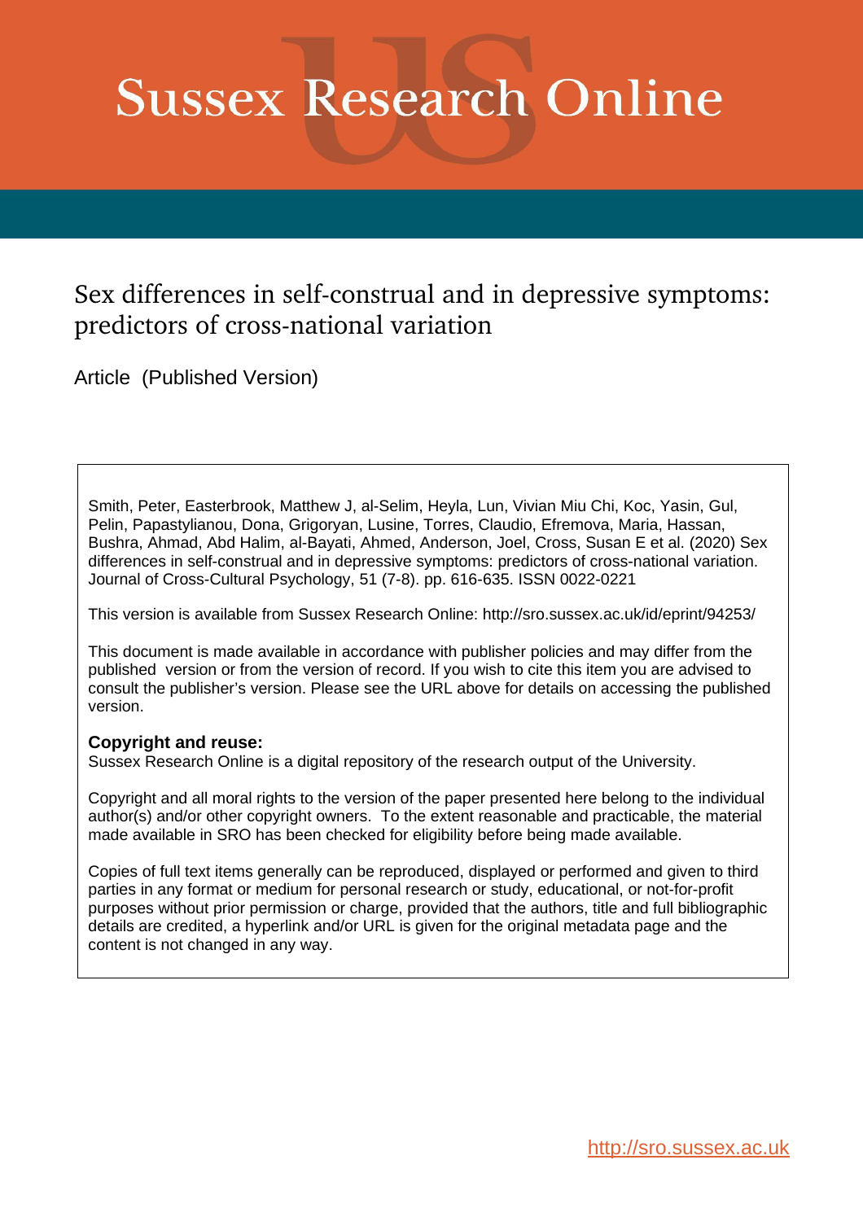# Sussex Research Online

## Sex differences in self-construal and in depressive symptoms: predictors of cross-national variation

Article (Published Version)

Smith, Peter, Easterbrook, Matthew J, al-Selim, Heyla, Lun, Vivian Miu Chi, Koc, Yasin, Gul, Pelin, Papastylianou, Dona, Grigoryan, Lusine, Torres, Claudio, Efremova, Maria, Hassan, Bushra, Ahmad, Abd Halim, al-Bayati, Ahmed, Anderson, Joel, Cross, Susan E et al. (2020) Sex differences in self-construal and in depressive symptoms: predictors of cross-national variation. Journal of Cross-Cultural Psychology, 51 (7-8). pp. 616-635. ISSN 0022-0221

This version is available from Sussex Research Online: http://sro.sussex.ac.uk/id/eprint/94253/

This document is made available in accordance with publisher policies and may differ from the published version or from the version of record. If you wish to cite this item you are advised to consult the publisher's version. Please see the URL above for details on accessing the published version.

**Copyright and reuse:**
Sussex Research Online is a digital repository of the research output of the University.

Copyright and all moral rights to the version of the paper presented here belong to the individual author(s) and/or other copyright owners. To the extent reasonable and practicable, the material made available in SRO has been checked for eligibility before being made available.

Copies of full text items generally can be reproduced, displayed or performed and given to third parties in any format or medium for personal research or study, educational, or not-for-profit purposes without prior permission or charge, provided that the authors, title and full bibliographic details are credited, a hyperlink and/or URL is given for the original metadata page and the content is not changed in any way.

http://sro.sussex.ac.uk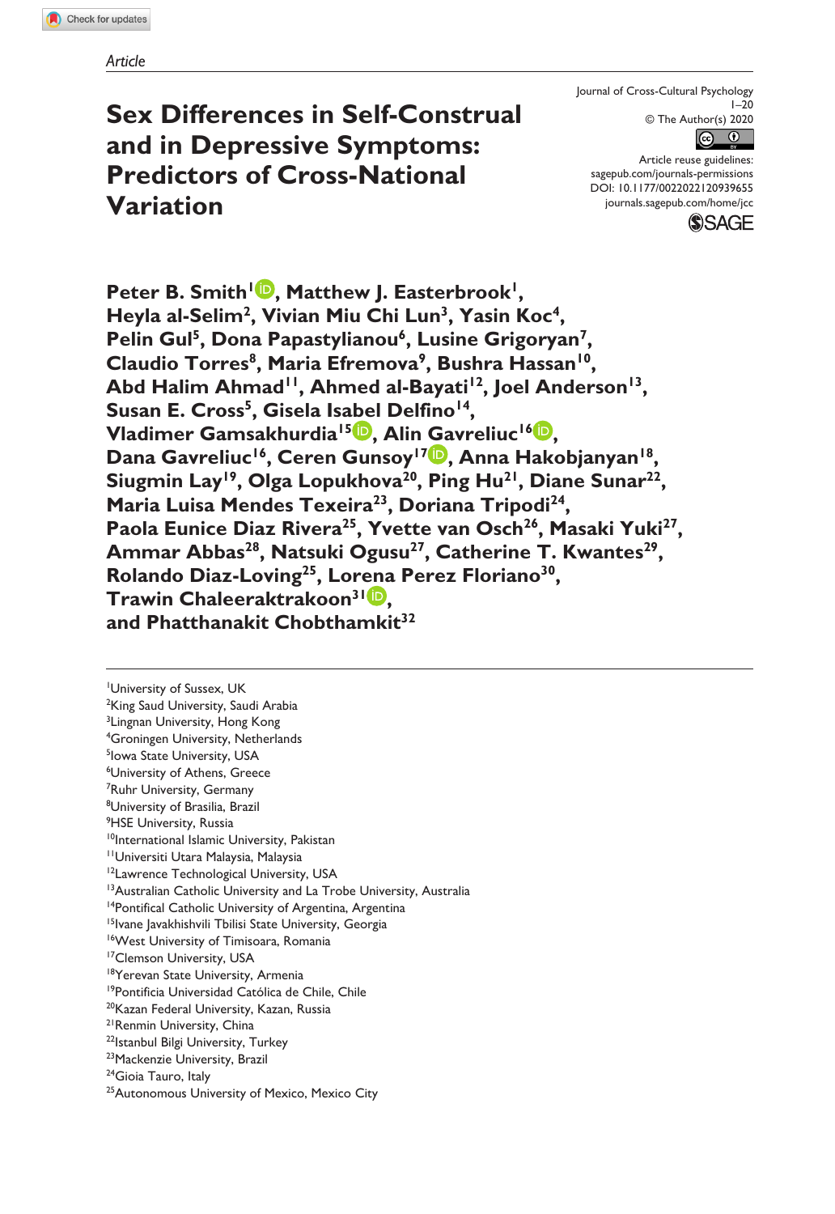Article

# Sex Differences in Self-Construal and in Depressive Symptoms: Predictors of Cross-National Variation

Journal of Cross-Cultural Psychology
1–20
© The Author(s) 2020
Article reuse guidelines:
sagepub.com/journals-permissions
DOI: 10.1177/0022022120939655
journals.sagepub.com/home/jcc

**Peter B. Smith[1], Matthew J. Easterbrook[1], Heyla al-Selim[2], Vivian Miu Chi Lun[3], Yasin Koc[4], Pelin Gul[5], Dona Papastylianou[6], Lusine Grigoryan[7], Claudio Torres[8], Maria Efremova[9], Bushra Hassan[10], Abd Halim Ahmad[11], Ahmed al-Bayati[12], Joel Anderson[13], Susan E. Cross[5], Gisela Isabel Delfino[14], Vladimer Gamsakhurdia[15], Alin Gavreliuc[16], Dana Gavreliuc[16], Ceren Gunsoy[17], Anna Hakobjanyan[18], Siugmin Lay[19], Olga Lopukhova[20], Ping Hu[21], Diane Sunar[22], Maria Luisa Mendes Texeira[23], Doriana Tripodi[24], Paola Eunice Diaz Rivera[25], Yvette van Osch[26], Masaki Yuki[27], Ammar Abbas[28], Natsuki Ogusu[27], Catherine T. Kwantes[29], Rolando Diaz-Loving[25], Lorena Perez Floriano[30], Trawin Chaleeraktrakoon[31], and Phatthanakit Chobthamkit[32]**

[1]University of Sussex, UK
[2]King Saud University, Saudi Arabia
[3]Lingnan University, Hong Kong
[4]Groningen University, Netherlands
[5]Iowa State University, USA
[6]University of Athens, Greece
[7]Ruhr University, Germany
[8]University of Brasilia, Brazil
[9]HSE University, Russia
[10]International Islamic University, Pakistan
[11]Universiti Utara Malaysia, Malaysia
[12]Lawrence Technological University, USA
[13]Australian Catholic University and La Trobe University, Australia
[14]Pontifical Catholic University of Argentina, Argentina
[15]Ivane Javakhishvili Tbilisi State University, Georgia
[16]West University of Timisoara, Romania
[17]Clemson University, USA
[18]Yerevan State University, Armenia
[19]Pontificia Universidad Católica de Chile, Chile
[20]Kazan Federal University, Kazan, Russia
[21]Renmin University, China
[22]Istanbul Bilgi University, Turkey
[23]Mackenzie University, Brazil
[24]Gioia Tauro, Italy
[25]Autonomous University of Mexico, Mexico City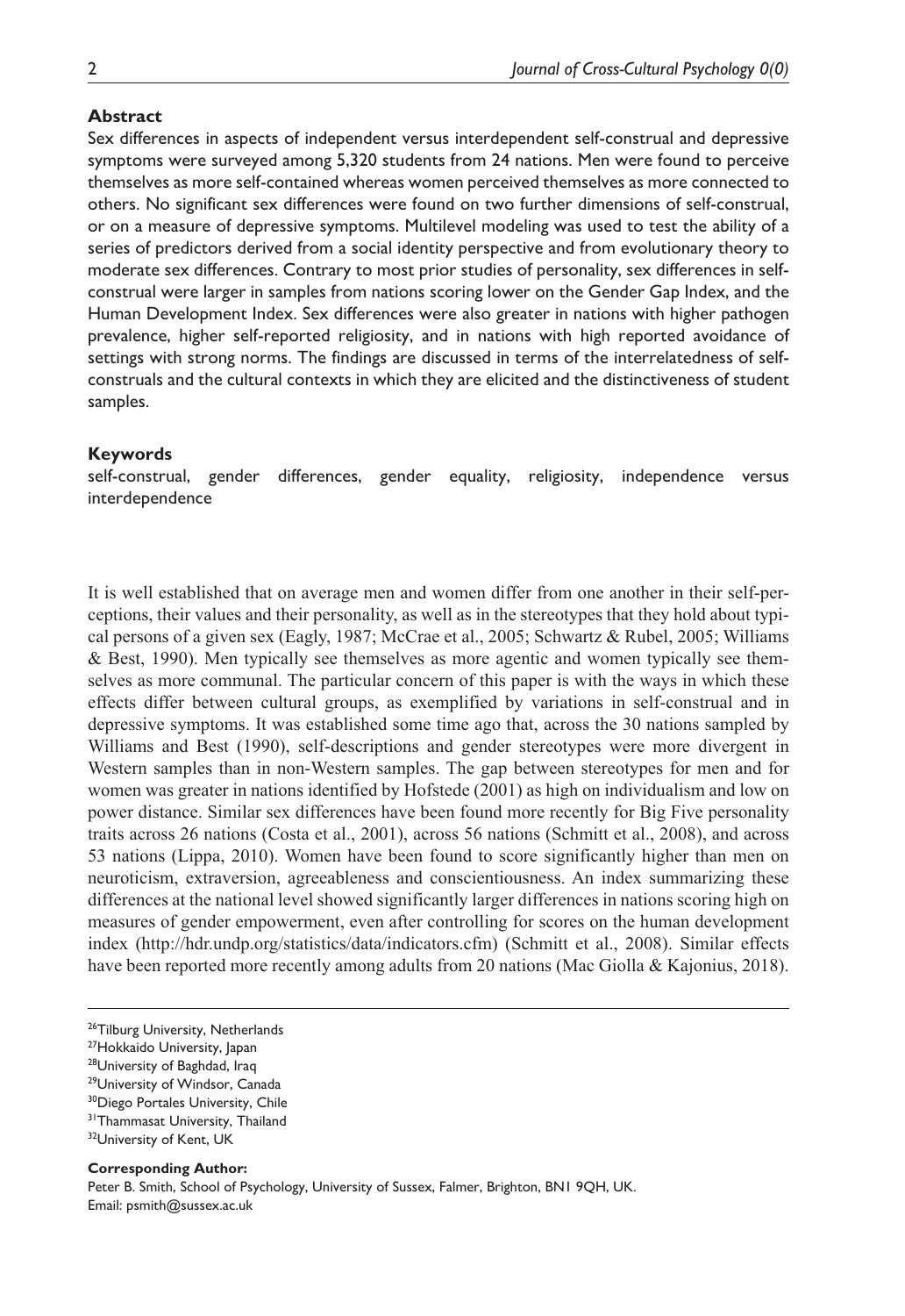## Abstract

Sex differences in aspects of independent versus interdependent self-construal and depressive symptoms were surveyed among 5,320 students from 24 nations. Men were found to perceive themselves as more self-contained whereas women perceived themselves as more connected to others. No significant sex differences were found on two further dimensions of self-construal, or on a measure of depressive symptoms. Multilevel modeling was used to test the ability of a series of predictors derived from a social identity perspective and from evolutionary theory to moderate sex differences. Contrary to most prior studies of personality, sex differences in self-construal were larger in samples from nations scoring lower on the Gender Gap Index, and the Human Development Index. Sex differences were also greater in nations with higher pathogen prevalence, higher self-reported religiosity, and in nations with high reported avoidance of settings with strong norms. The findings are discussed in terms of the interrelatedness of self-construals and the cultural contexts in which they are elicited and the distinctiveness of student samples.

## Keywords

self-construal, gender differences, gender equality, religiosity, independence versus interdependence

It is well established that on average men and women differ from one another in their self-perceptions, their values and their personality, as well as in the stereotypes that they hold about typical persons of a given sex (Eagly, 1987; McCrae et al., 2005; Schwartz & Rubel, 2005; Williams & Best, 1990). Men typically see themselves as more agentic and women typically see themselves as more communal. The particular concern of this paper is with the ways in which these effects differ between cultural groups, as exemplified by variations in self-construal and in depressive symptoms. It was established some time ago that, across the 30 nations sampled by Williams and Best (1990), self-descriptions and gender stereotypes were more divergent in Western samples than in non-Western samples. The gap between stereotypes for men and for women was greater in nations identified by Hofstede (2001) as high on individualism and low on power distance. Similar sex differences have been found more recently for Big Five personality traits across 26 nations (Costa et al., 2001), across 56 nations (Schmitt et al., 2008), and across 53 nations (Lippa, 2010). Women have been found to score significantly higher than men on neuroticism, extraversion, agreeableness and conscientiousness. An index summarizing these differences at the national level showed significantly larger differences in nations scoring high on measures of gender empowerment, even after controlling for scores on the human development index (http://hdr.undp.org/statistics/data/indicators.cfm) (Schmitt et al., 2008). Similar effects have been reported more recently among adults from 20 nations (Mac Giolla & Kajonius, 2018).

[26]Tilburg University, Netherlands
[27]Hokkaido University, Japan
[28]University of Baghdad, Iraq
[29]University of Windsor, Canada
[30]Diego Portales University, Chile
[31]Thammasat University, Thailand
[32]University of Kent, UK

**Corresponding Author:**
Peter B. Smith, School of Psychology, University of Sussex, Falmer, Brighton, BN1 9QH, UK.
Email: psmith@sussex.ac.uk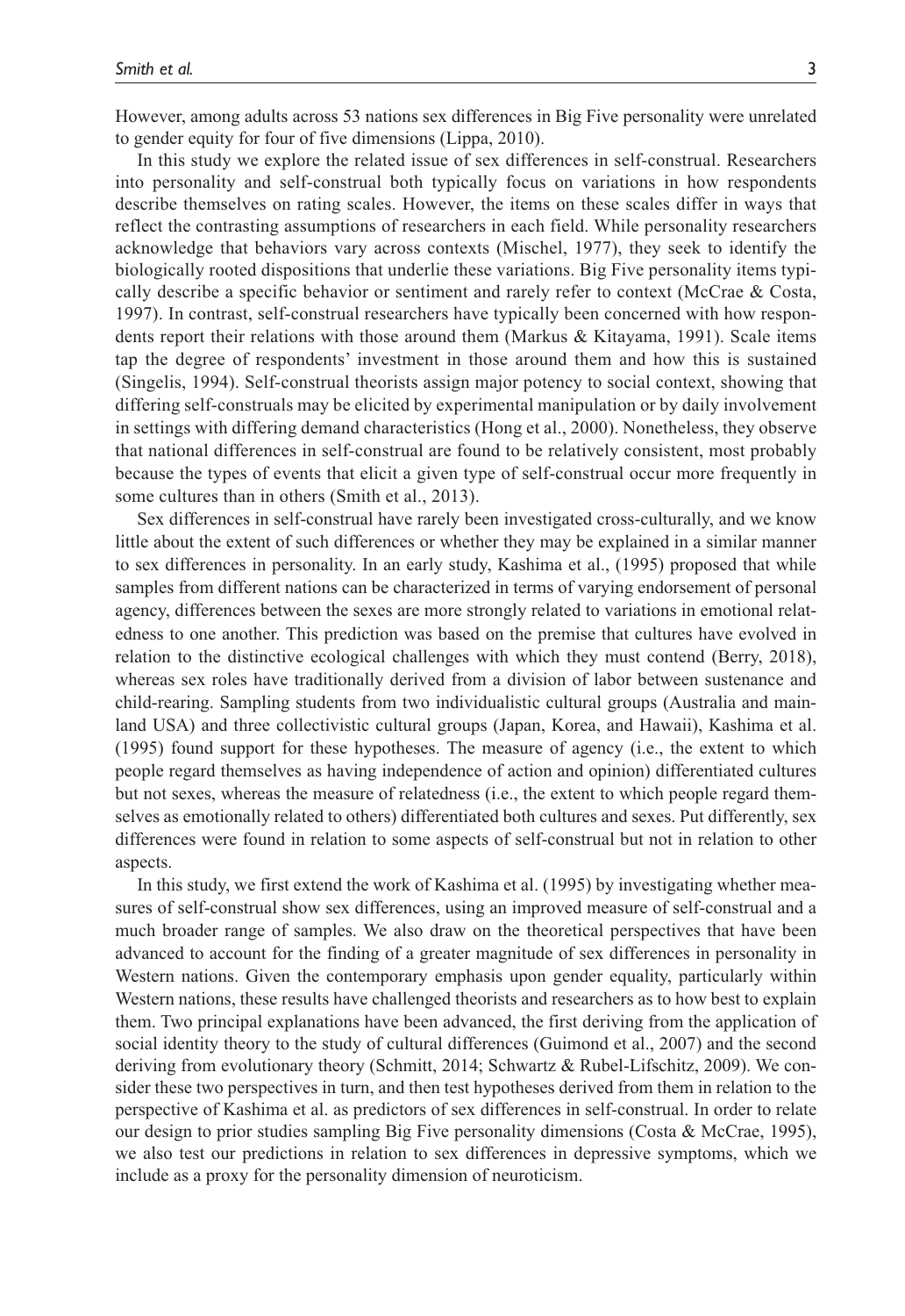However, among adults across 53 nations sex differences in Big Five personality were unrelated to gender equity for four of five dimensions (Lippa, 2010).

In this study we explore the related issue of sex differences in self-construal. Researchers into personality and self-construal both typically focus on variations in how respondents describe themselves on rating scales. However, the items on these scales differ in ways that reflect the contrasting assumptions of researchers in each field. While personality researchers acknowledge that behaviors vary across contexts (Mischel, 1977), they seek to identify the biologically rooted dispositions that underlie these variations. Big Five personality items typically describe a specific behavior or sentiment and rarely refer to context (McCrae & Costa, 1997). In contrast, self-construal researchers have typically been concerned with how respondents report their relations with those around them (Markus & Kitayama, 1991). Scale items tap the degree of respondents' investment in those around them and how this is sustained (Singelis, 1994). Self-construal theorists assign major potency to social context, showing that differing self-construals may be elicited by experimental manipulation or by daily involvement in settings with differing demand characteristics (Hong et al., 2000). Nonetheless, they observe that national differences in self-construal are found to be relatively consistent, most probably because the types of events that elicit a given type of self-construal occur more frequently in some cultures than in others (Smith et al., 2013).

Sex differences in self-construal have rarely been investigated cross-culturally, and we know little about the extent of such differences or whether they may be explained in a similar manner to sex differences in personality. In an early study, Kashima et al., (1995) proposed that while samples from different nations can be characterized in terms of varying endorsement of personal agency, differences between the sexes are more strongly related to variations in emotional relatedness to one another. This prediction was based on the premise that cultures have evolved in relation to the distinctive ecological challenges with which they must contend (Berry, 2018), whereas sex roles have traditionally derived from a division of labor between sustenance and child-rearing. Sampling students from two individualistic cultural groups (Australia and mainland USA) and three collectivistic cultural groups (Japan, Korea, and Hawaii), Kashima et al. (1995) found support for these hypotheses. The measure of agency (i.e., the extent to which people regard themselves as having independence of action and opinion) differentiated cultures but not sexes, whereas the measure of relatedness (i.e., the extent to which people regard themselves as emotionally related to others) differentiated both cultures and sexes. Put differently, sex differences were found in relation to some aspects of self-construal but not in relation to other aspects.

In this study, we first extend the work of Kashima et al. (1995) by investigating whether measures of self-construal show sex differences, using an improved measure of self-construal and a much broader range of samples. We also draw on the theoretical perspectives that have been advanced to account for the finding of a greater magnitude of sex differences in personality in Western nations. Given the contemporary emphasis upon gender equality, particularly within Western nations, these results have challenged theorists and researchers as to how best to explain them. Two principal explanations have been advanced, the first deriving from the application of social identity theory to the study of cultural differences (Guimond et al., 2007) and the second deriving from evolutionary theory (Schmitt, 2014; Schwartz & Rubel-Lifschitz, 2009). We consider these two perspectives in turn, and then test hypotheses derived from them in relation to the perspective of Kashima et al. as predictors of sex differences in self-construal. In order to relate our design to prior studies sampling Big Five personality dimensions (Costa & McCrae, 1995), we also test our predictions in relation to sex differences in depressive symptoms, which we include as a proxy for the personality dimension of neuroticism.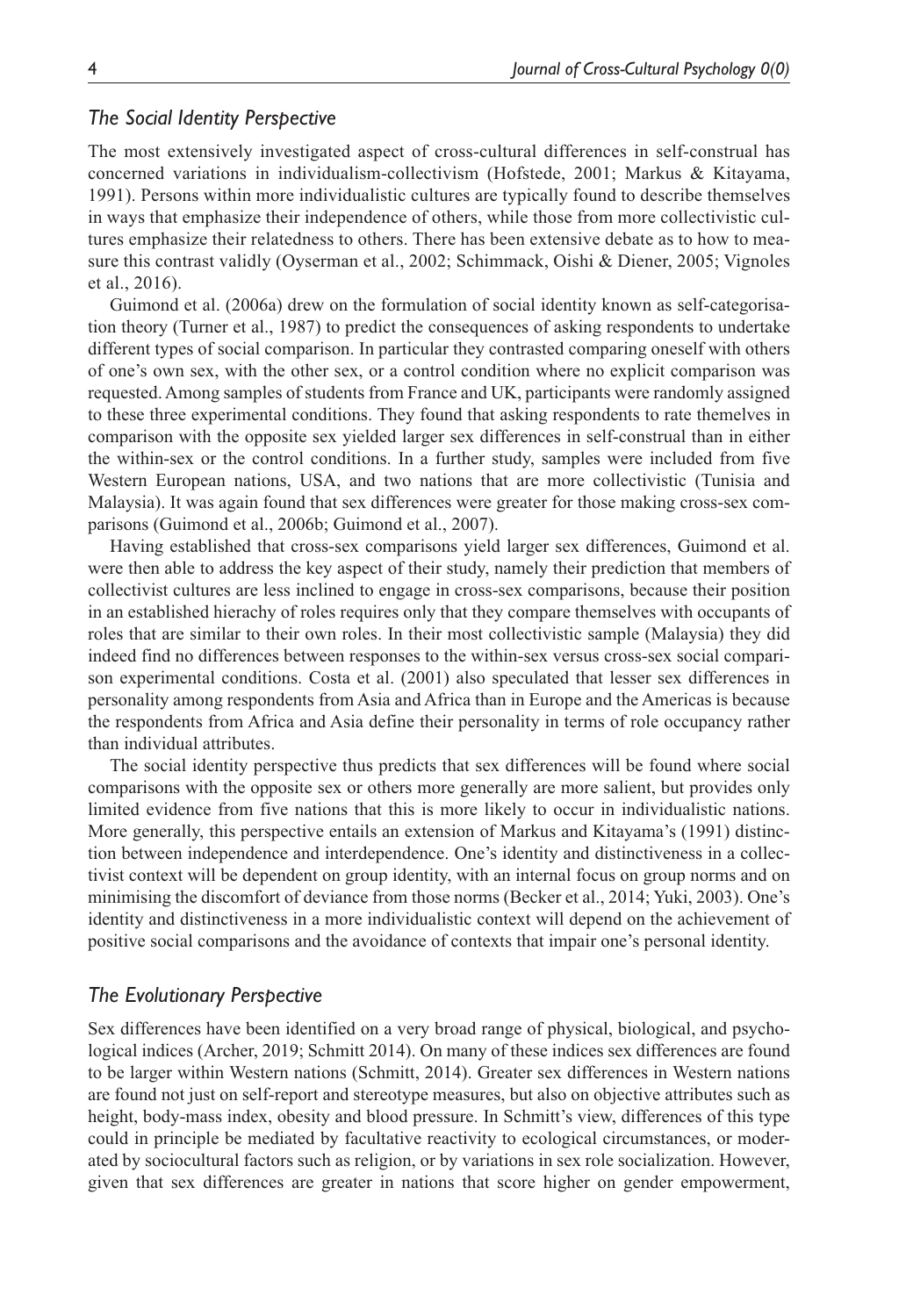## *The Social Identity Perspective*

The most extensively investigated aspect of cross-cultural differences in self-construal has concerned variations in individualism-collectivism (Hofstede, 2001; Markus & Kitayama, 1991). Persons within more individualistic cultures are typically found to describe themselves in ways that emphasize their independence of others, while those from more collectivistic cultures emphasize their relatedness to others. There has been extensive debate as to how to measure this contrast validly (Oyserman et al., 2002; Schimmack, Oishi & Diener, 2005; Vignoles et al., 2016).

Guimond et al. (2006a) drew on the formulation of social identity known as self-categorisation theory (Turner et al., 1987) to predict the consequences of asking respondents to undertake different types of social comparison. In particular they contrasted comparing oneself with others of one's own sex, with the other sex, or a control condition where no explicit comparison was requested. Among samples of students from France and UK, participants were randomly assigned to these three experimental conditions. They found that asking respondents to rate themselves in comparison with the opposite sex yielded larger sex differences in self-construal than in either the within-sex or the control conditions. In a further study, samples were included from five Western European nations, USA, and two nations that are more collectivistic (Tunisia and Malaysia). It was again found that sex differences were greater for those making cross-sex comparisons (Guimond et al., 2006b; Guimond et al., 2007).

Having established that cross-sex comparisons yield larger sex differences, Guimond et al. were then able to address the key aspect of their study, namely their prediction that members of collectivist cultures are less inclined to engage in cross-sex comparisons, because their position in an established hierachy of roles requires only that they compare themselves with occupants of roles that are similar to their own roles. In their most collectivistic sample (Malaysia) they did indeed find no differences between responses to the within-sex versus cross-sex social comparison experimental conditions. Costa et al. (2001) also speculated that lesser sex differences in personality among respondents from Asia and Africa than in Europe and the Americas is because the respondents from Africa and Asia define their personality in terms of role occupancy rather than individual attributes.

The social identity perspective thus predicts that sex differences will be found where social comparisons with the opposite sex or others more generally are more salient, but provides only limited evidence from five nations that this is more likely to occur in individualistic nations. More generally, this perspective entails an extension of Markus and Kitayama's (1991) distinction between independence and interdependence. One's identity and distinctiveness in a collectivist context will be dependent on group identity, with an internal focus on group norms and on minimising the discomfort of deviance from those norms (Becker et al., 2014; Yuki, 2003). One's identity and distinctiveness in a more individualistic context will depend on the achievement of positive social comparisons and the avoidance of contexts that impair one's personal identity.

## *The Evolutionary Perspective*

Sex differences have been identified on a very broad range of physical, biological, and psychological indices (Archer, 2019; Schmitt 2014). On many of these indices sex differences are found to be larger within Western nations (Schmitt, 2014). Greater sex differences in Western nations are found not just on self-report and stereotype measures, but also on objective attributes such as height, body-mass index, obesity and blood pressure. In Schmitt's view, differences of this type could in principle be mediated by facultative reactivity to ecological circumstances, or moderated by sociocultural factors such as religion, or by variations in sex role socialization. However, given that sex differences are greater in nations that score higher on gender empowerment,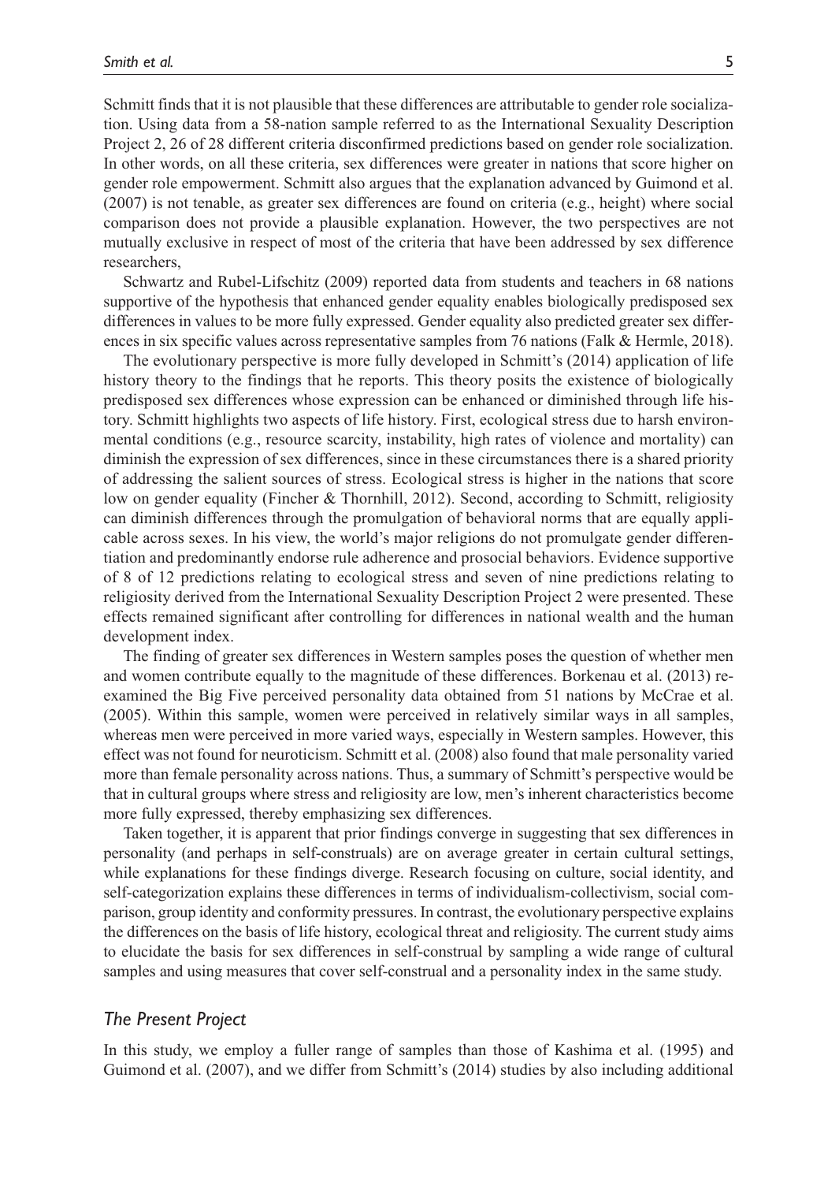Schmitt finds that it is not plausible that these differences are attributable to gender role socialization. Using data from a 58-nation sample referred to as the International Sexuality Description Project 2, 26 of 28 different criteria disconfirmed predictions based on gender role socialization. In other words, on all these criteria, sex differences were greater in nations that score higher on gender role empowerment. Schmitt also argues that the explanation advanced by Guimond et al. (2007) is not tenable, as greater sex differences are found on criteria (e.g., height) where social comparison does not provide a plausible explanation. However, the two perspectives are not mutually exclusive in respect of most of the criteria that have been addressed by sex difference researchers,

Schwartz and Rubel-Lifschitz (2009) reported data from students and teachers in 68 nations supportive of the hypothesis that enhanced gender equality enables biologically predisposed sex differences in values to be more fully expressed. Gender equality also predicted greater sex differences in six specific values across representative samples from 76 nations (Falk & Hermle, 2018).

The evolutionary perspective is more fully developed in Schmitt's (2014) application of life history theory to the findings that he reports. This theory posits the existence of biologically predisposed sex differences whose expression can be enhanced or diminished through life history. Schmitt highlights two aspects of life history. First, ecological stress due to harsh environmental conditions (e.g., resource scarcity, instability, high rates of violence and mortality) can diminish the expression of sex differences, since in these circumstances there is a shared priority of addressing the salient sources of stress. Ecological stress is higher in the nations that score low on gender equality (Fincher & Thornhill, 2012). Second, according to Schmitt, religiosity can diminish differences through the promulgation of behavioral norms that are equally applicable across sexes. In his view, the world's major religions do not promulgate gender differentiation and predominantly endorse rule adherence and prosocial behaviors. Evidence supportive of 8 of 12 predictions relating to ecological stress and seven of nine predictions relating to religiosity derived from the International Sexuality Description Project 2 were presented. These effects remained significant after controlling for differences in national wealth and the human development index.

The finding of greater sex differences in Western samples poses the question of whether men and women contribute equally to the magnitude of these differences. Borkenau et al. (2013) re-examined the Big Five perceived personality data obtained from 51 nations by McCrae et al. (2005). Within this sample, women were perceived in relatively similar ways in all samples, whereas men were perceived in more varied ways, especially in Western samples. However, this effect was not found for neuroticism. Schmitt et al. (2008) also found that male personality varied more than female personality across nations. Thus, a summary of Schmitt's perspective would be that in cultural groups where stress and religiosity are low, men's inherent characteristics become more fully expressed, thereby emphasizing sex differences.

Taken together, it is apparent that prior findings converge in suggesting that sex differences in personality (and perhaps in self-construals) are on average greater in certain cultural settings, while explanations for these findings diverge. Research focusing on culture, social identity, and self-categorization explains these differences in terms of individualism-collectivism, social comparison, group identity and conformity pressures. In contrast, the evolutionary perspective explains the differences on the basis of life history, ecological threat and religiosity. The current study aims to elucidate the basis for sex differences in self-construal by sampling a wide range of cultural samples and using measures that cover self-construal and a personality index in the same study.

## *The Present Project*

In this study, we employ a fuller range of samples than those of Kashima et al. (1995) and Guimond et al. (2007), and we differ from Schmitt's (2014) studies by also including additional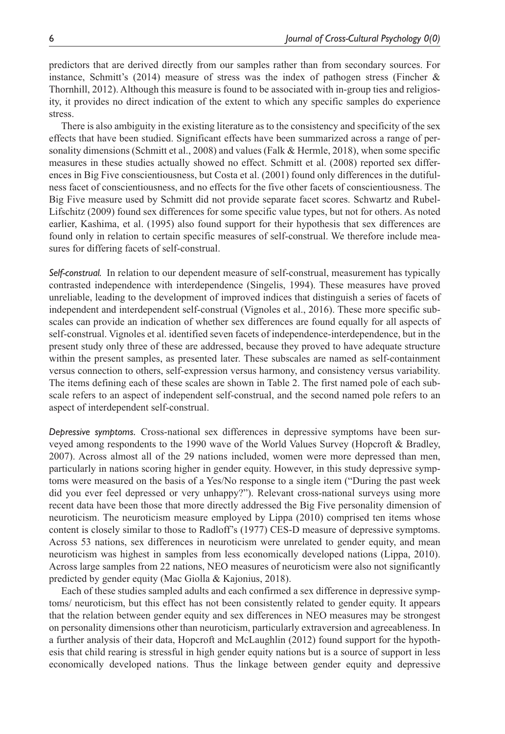predictors that are derived directly from our samples rather than from secondary sources. For instance, Schmitt's (2014) measure of stress was the index of pathogen stress (Fincher & Thornhill, 2012). Although this measure is found to be associated with in-group ties and religiosity, it provides no direct indication of the extent to which any specific samples do experience stress.

There is also ambiguity in the existing literature as to the consistency and specificity of the sex effects that have been studied. Significant effects have been summarized across a range of personality dimensions (Schmitt et al., 2008) and values (Falk & Hermle, 2018), when some specific measures in these studies actually showed no effect. Schmitt et al. (2008) reported sex differences in Big Five conscientiousness, but Costa et al. (2001) found only differences in the dutifulness facet of conscientiousness, and no effects for the five other facets of conscientiousness. The Big Five measure used by Schmitt did not provide separate facet scores. Schwartz and Rubel-Lifschitz (2009) found sex differences for some specific value types, but not for others. As noted earlier, Kashima, et al. (1995) also found support for their hypothesis that sex differences are found only in relation to certain specific measures of self-construal. We therefore include measures for differing facets of self-construal.

*Self-construal.* In relation to our dependent measure of self-construal, measurement has typically contrasted independence with interdependence (Singelis, 1994). These measures have proved unreliable, leading to the development of improved indices that distinguish a series of facets of independent and interdependent self-construal (Vignoles et al., 2016). These more specific subscales can provide an indication of whether sex differences are found equally for all aspects of self-construal. Vignoles et al. identified seven facets of independence-interdependence, but in the present study only three of these are addressed, because they proved to have adequate structure within the present samples, as presented later. These subscales are named as self-containment versus connection to others, self-expression versus harmony, and consistency versus variability. The items defining each of these scales are shown in Table 2. The first named pole of each subscale refers to an aspect of independent self-construal, and the second named pole refers to an aspect of interdependent self-construal.

*Depressive symptoms.* Cross-national sex differences in depressive symptoms have been surveyed among respondents to the 1990 wave of the World Values Survey (Hopcroft & Bradley, 2007). Across almost all of the 29 nations included, women were more depressed than men, particularly in nations scoring higher in gender equity. However, in this study depressive symptoms were measured on the basis of a Yes/No response to a single item ("During the past week did you ever feel depressed or very unhappy?"). Relevant cross-national surveys using more recent data have been those that more directly addressed the Big Five personality dimension of neuroticism. The neuroticism measure employed by Lippa (2010) comprised ten items whose content is closely similar to those to Radloff's (1977) CES-D measure of depressive symptoms. Across 53 nations, sex differences in neuroticism were unrelated to gender equity, and mean neuroticism was highest in samples from less economically developed nations (Lippa, 2010). Across large samples from 22 nations, NEO measures of neuroticism were also not significantly predicted by gender equity (Mac Giolla & Kajonius, 2018).

Each of these studies sampled adults and each confirmed a sex difference in depressive symptoms/ neuroticism, but this effect has not been consistently related to gender equity. It appears that the relation between gender equity and sex differences in NEO measures may be strongest on personality dimensions other than neuroticism, particularly extraversion and agreeableness. In a further analysis of their data, Hopcroft and McLaughlin (2012) found support for the hypothesis that child rearing is stressful in high gender equity nations but is a source of support in less economically developed nations. Thus the linkage between gender equity and depressive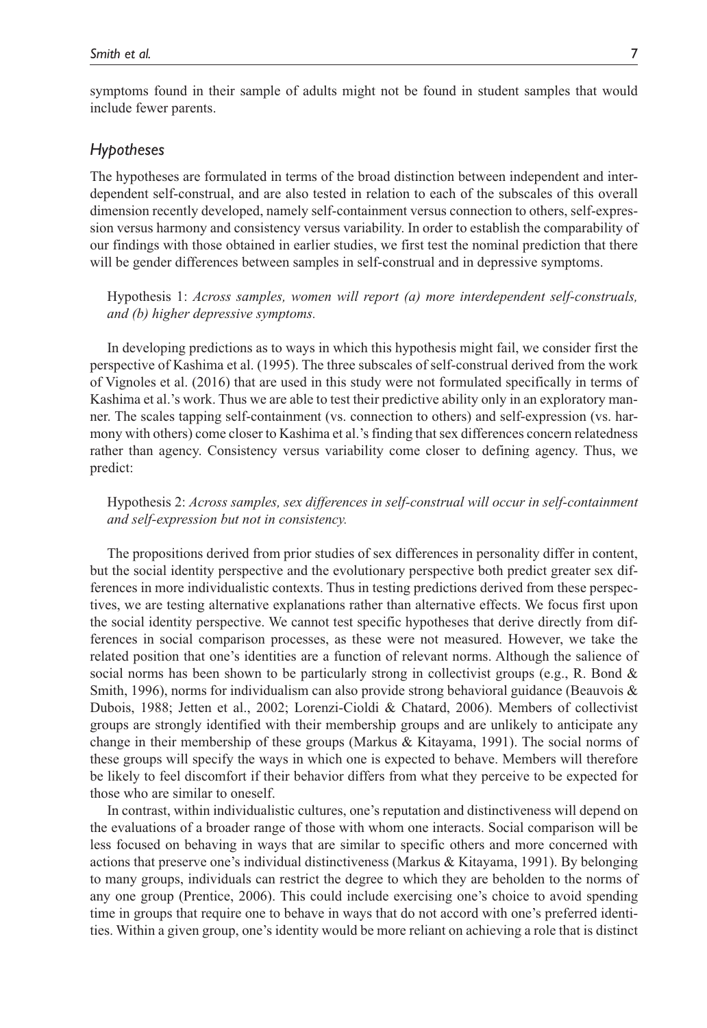symptoms found in their sample of adults might not be found in student samples that would include fewer parents.

### *Hypotheses*

The hypotheses are formulated in terms of the broad distinction between independent and interdependent self-construal, and are also tested in relation to each of the subscales of this overall dimension recently developed, namely self-containment versus connection to others, self-expression versus harmony and consistency versus variability. In order to establish the comparability of our findings with those obtained in earlier studies, we first test the nominal prediction that there will be gender differences between samples in self-construal and in depressive symptoms.

> Hypothesis 1: *Across samples, women will report (a) more interdependent self-construals, and (b) higher depressive symptoms.*

In developing predictions as to ways in which this hypothesis might fail, we consider first the perspective of Kashima et al. (1995). The three subscales of self-construal derived from the work of Vignoles et al. (2016) that are used in this study were not formulated specifically in terms of Kashima et al.'s work. Thus we are able to test their predictive ability only in an exploratory manner. The scales tapping self-containment (vs. connection to others) and self-expression (vs. harmony with others) come closer to Kashima et al.'s finding that sex differences concern relatedness rather than agency. Consistency versus variability come closer to defining agency. Thus, we predict:

> Hypothesis 2: *Across samples, sex differences in self-construal will occur in self-containment and self-expression but not in consistency.*

The propositions derived from prior studies of sex differences in personality differ in content, but the social identity perspective and the evolutionary perspective both predict greater sex differences in more individualistic contexts. Thus in testing predictions derived from these perspectives, we are testing alternative explanations rather than alternative effects. We focus first upon the social identity perspective. We cannot test specific hypotheses that derive directly from differences in social comparison processes, as these were not measured. However, we take the related position that one's identities are a function of relevant norms. Although the salience of social norms has been shown to be particularly strong in collectivist groups (e.g., R. Bond & Smith, 1996), norms for individualism can also provide strong behavioral guidance (Beauvois & Dubois, 1988; Jetten et al., 2002; Lorenzi-Cioldi & Chatard, 2006). Members of collectivist groups are strongly identified with their membership groups and are unlikely to anticipate any change in their membership of these groups (Markus & Kitayama, 1991). The social norms of these groups will specify the ways in which one is expected to behave. Members will therefore be likely to feel discomfort if their behavior differs from what they perceive to be expected for those who are similar to oneself.

In contrast, within individualistic cultures, one's reputation and distinctiveness will depend on the evaluations of a broader range of those with whom one interacts. Social comparison will be less focused on behaving in ways that are similar to specific others and more concerned with actions that preserve one's individual distinctiveness (Markus & Kitayama, 1991). By belonging to many groups, individuals can restrict the degree to which they are beholden to the norms of any one group (Prentice, 2006). This could include exercising one's choice to avoid spending time in groups that require one to behave in ways that do not accord with one's preferred identities. Within a given group, one's identity would be more reliant on achieving a role that is distinct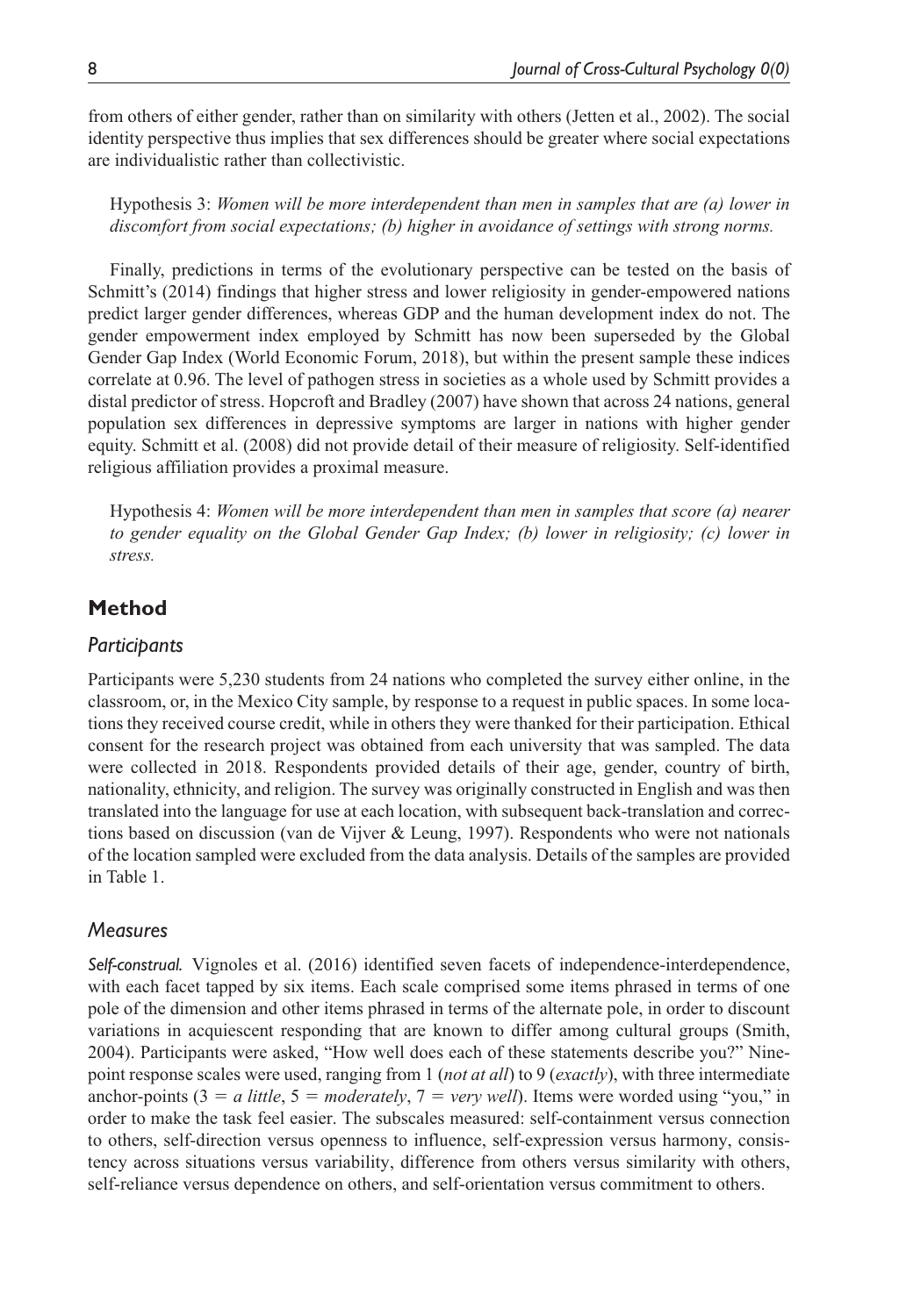from others of either gender, rather than on similarity with others (Jetten et al., 2002). The social identity perspective thus implies that sex differences should be greater where social expectations are individualistic rather than collectivistic.

> Hypothesis 3: *Women will be more interdependent than men in samples that are (a) lower in discomfort from social expectations; (b) higher in avoidance of settings with strong norms.*

Finally, predictions in terms of the evolutionary perspective can be tested on the basis of Schmitt's (2014) findings that higher stress and lower religiosity in gender-empowered nations predict larger gender differences, whereas GDP and the human development index do not. The gender empowerment index employed by Schmitt has now been superseded by the Global Gender Gap Index (World Economic Forum, 2018), but within the present sample these indices correlate at 0.96. The level of pathogen stress in societies as a whole used by Schmitt provides a distal predictor of stress. Hopcroft and Bradley (2007) have shown that across 24 nations, general population sex differences in depressive symptoms are larger in nations with higher gender equity. Schmitt et al. (2008) did not provide detail of their measure of religiosity. Self-identified religious affiliation provides a proximal measure.

> Hypothesis 4: *Women will be more interdependent than men in samples that score (a) nearer to gender equality on the Global Gender Gap Index; (b) lower in religiosity; (c) lower in stress.*

## Method

### *Participants*

Participants were 5,230 students from 24 nations who completed the survey either online, in the classroom, or, in the Mexico City sample, by response to a request in public spaces. In some locations they received course credit, while in others they were thanked for their participation. Ethical consent for the research project was obtained from each university that was sampled. The data were collected in 2018. Respondents provided details of their age, gender, country of birth, nationality, ethnicity, and religion. The survey was originally constructed in English and was then translated into the language for use at each location, with subsequent back-translation and corrections based on discussion (van de Vijver & Leung, 1997). Respondents who were not nationals of the location sampled were excluded from the data analysis. Details of the samples are provided in Table 1.

### *Measures*

***Self-construal.*** Vignoles et al. (2016) identified seven facets of independence-interdependence, with each facet tapped by six items. Each scale comprised some items phrased in terms of one pole of the dimension and other items phrased in terms of the alternate pole, in order to discount variations in acquiescent responding that are known to differ among cultural groups (Smith, 2004). Participants were asked, "How well does each of these statements describe you?" Nine-point response scales were used, ranging from 1 (*not at all*) to 9 (*exactly*), with three intermediate anchor-points (3 = *a little*, 5 = *moderately*, 7 = *very well*). Items were worded using "you," in order to make the task feel easier. The subscales measured: self-containment versus connection to others, self-direction versus openness to influence, self-expression versus harmony, consistency across situations versus variability, difference from others versus similarity with others, self-reliance versus dependence on others, and self-orientation versus commitment to others.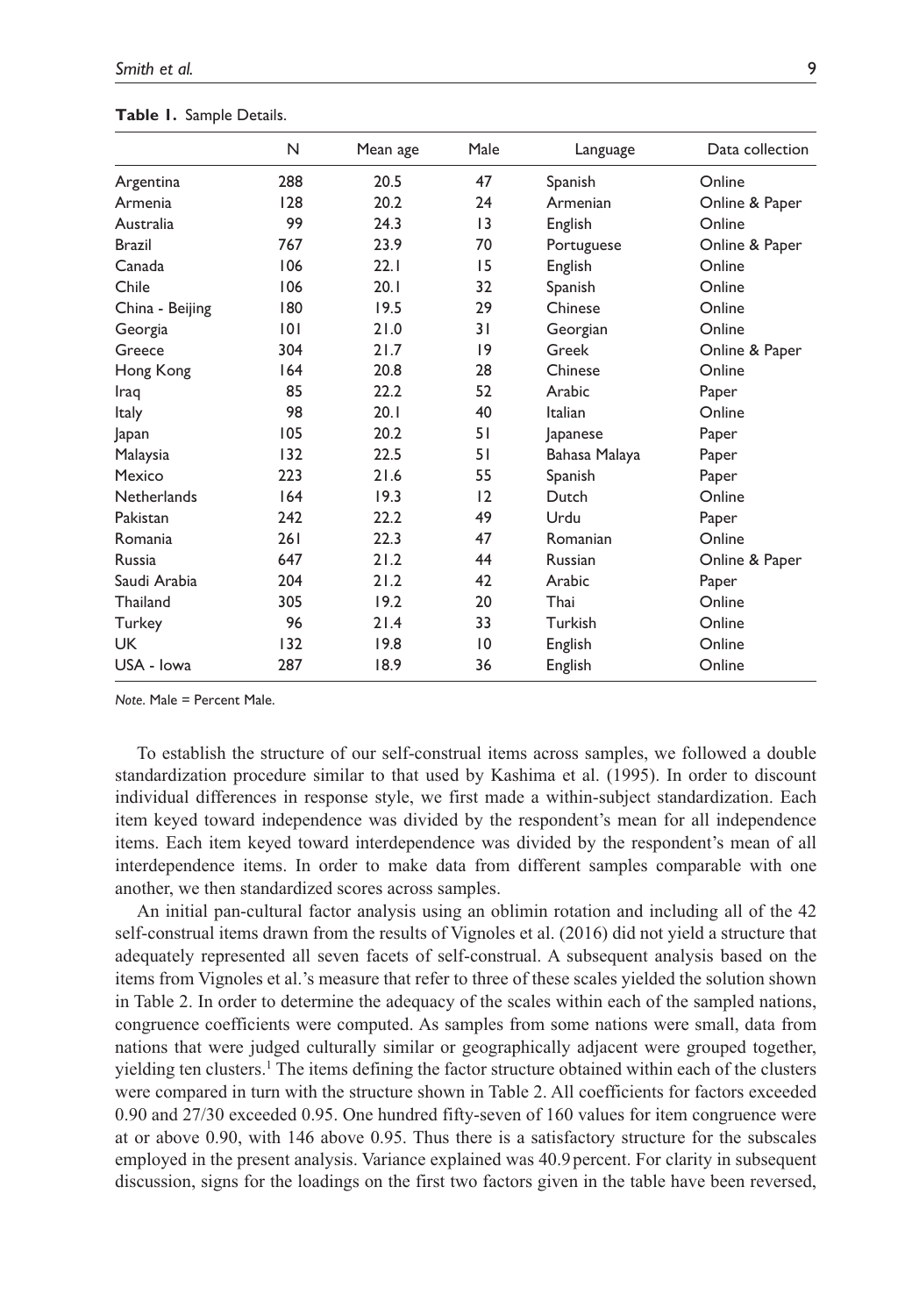**Table 1.** Sample Details.

| | N | Mean age | Male | Language | Data collection |
|---|---|---|---|---|---|
| Argentina | 288 | 20.5 | 47 | Spanish | Online |
| Armenia | 128 | 20.2 | 24 | Armenian | Online & Paper |
| Australia | 99 | 24.3 | 13 | English | Online |
| Brazil | 767 | 23.9 | 70 | Portuguese | Online & Paper |
| Canada | 106 | 22.1 | 15 | English | Online |
| Chile | 106 | 20.1 | 32 | Spanish | Online |
| China - Beijing | 180 | 19.5 | 29 | Chinese | Online |
| Georgia | 101 | 21.0 | 31 | Georgian | Online |
| Greece | 304 | 21.7 | 19 | Greek | Online & Paper |
| Hong Kong | 164 | 20.8 | 28 | Chinese | Online |
| Iraq | 85 | 22.2 | 52 | Arabic | Paper |
| Italy | 98 | 20.1 | 40 | Italian | Online |
| Japan | 105 | 20.2 | 51 | Japanese | Paper |
| Malaysia | 132 | 22.5 | 51 | Bahasa Malaya | Paper |
| Mexico | 223 | 21.6 | 55 | Spanish | Paper |
| Netherlands | 164 | 19.3 | 12 | Dutch | Online |
| Pakistan | 242 | 22.2 | 49 | Urdu | Paper |
| Romania | 261 | 22.3 | 47 | Romanian | Online |
| Russia | 647 | 21.2 | 44 | Russian | Online & Paper |
| Saudi Arabia | 204 | 21.2 | 42 | Arabic | Paper |
| Thailand | 305 | 19.2 | 20 | Thai | Online |
| Turkey | 96 | 21.4 | 33 | Turkish | Online |
| UK | 132 | 19.8 | 10 | English | Online |
| USA - Iowa | 287 | 18.9 | 36 | English | Online |

*Note*. Male = Percent Male.

To establish the structure of our self-construal items across samples, we followed a double standardization procedure similar to that used by Kashima et al. (1995). In order to discount individual differences in response style, we first made a within-subject standardization. Each item keyed toward independence was divided by the respondent's mean for all independence items. Each item keyed toward interdependence was divided by the respondent's mean of all interdependence items. In order to make data from different samples comparable with one another, we then standardized scores across samples.

An initial pan-cultural factor analysis using an oblimin rotation and including all of the 42 self-construal items drawn from the results of Vignoles et al. (2016) did not yield a structure that adequately represented all seven facets of self-construal. A subsequent analysis based on the items from Vignoles et al.'s measure that refer to three of these scales yielded the solution shown in Table 2. In order to determine the adequacy of the scales within each of the sampled nations, congruence coefficients were computed. As samples from some nations were small, data from nations that were judged culturally similar or geographically adjacent were grouped together, yielding ten clusters.[1] The items defining the factor structure obtained within each of the clusters were compared in turn with the structure shown in Table 2. All coefficients for factors exceeded 0.90 and 27/30 exceeded 0.95. One hundred fifty-seven of 160 values for item congruence were at or above 0.90, with 146 above 0.95. Thus there is a satisfactory structure for the subscales employed in the present analysis. Variance explained was 40.9 percent. For clarity in subsequent discussion, signs for the loadings on the first two factors given in the table have been reversed,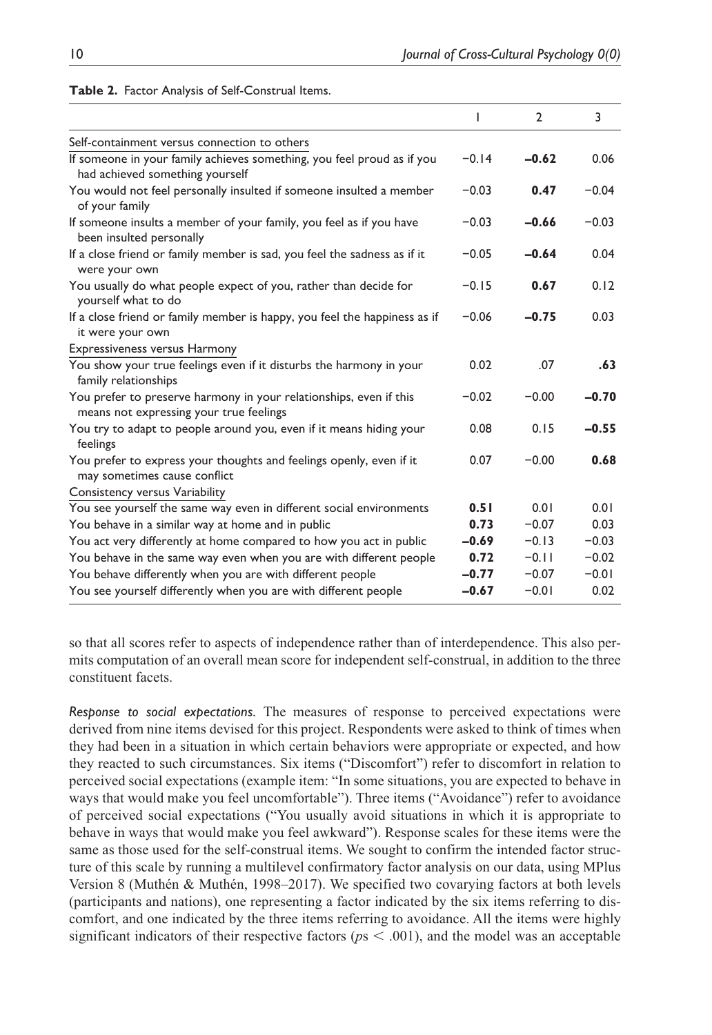**Table 2.** Factor Analysis of Self-Construal Items.

| | 1 | 2 | 3 |
|---|---|---|---|
| Self-containment versus connection to others | | | |
| If someone in your family achieves something, you feel proud as if you had achieved something yourself | −0.14 | **−0.62** | 0.06 |
| You would not feel personally insulted if someone insulted a member of your family | −0.03 | **0.47** | −0.04 |
| If someone insults a member of your family, you feel as if you have been insulted personally | −0.03 | **−0.66** | −0.03 |
| If a close friend or family member is sad, you feel the sadness as if it were your own | −0.05 | **−0.64** | 0.04 |
| You usually do what people expect of you, rather than decide for yourself what to do | −0.15 | **0.67** | 0.12 |
| If a close friend or family member is happy, you feel the happiness as if it were your own | −0.06 | **−0.75** | 0.03 |
| Expressiveness versus Harmony | | | |
| You show your true feelings even if it disturbs the harmony in your family relationships | 0.02 | .07 | **.63** |
| You prefer to preserve harmony in your relationships, even if this means not expressing your true feelings | −0.02 | −0.00 | **−0.70** |
| You try to adapt to people around you, even if it means hiding your feelings | 0.08 | 0.15 | **−0.55** |
| You prefer to express your thoughts and feelings openly, even if it may sometimes cause conflict | 0.07 | −0.00 | **0.68** |
| Consistency versus Variability | | | |
| You see yourself the same way even in different social environments | **0.51** | 0.01 | 0.01 |
| You behave in a similar way at home and in public | **0.73** | −0.07 | 0.03 |
| You act very differently at home compared to how you act in public | **−0.69** | −0.13 | −0.03 |
| You behave in the same way even when you are with different people | **0.72** | −0.11 | −0.02 |
| You behave differently when you are with different people | **−0.77** | −0.07 | −0.01 |
| You see yourself differently when you are with different people | **−0.67** | −0.01 | 0.02 |

so that all scores refer to aspects of independence rather than of interdependence. This also permits computation of an overall mean score for independent self-construal, in addition to the three constituent facets.

*Response to social expectations.* The measures of response to perceived expectations were derived from nine items devised for this project. Respondents were asked to think of times when they had been in a situation in which certain behaviors were appropriate or expected, and how they reacted to such circumstances. Six items ("Discomfort") refer to discomfort in relation to perceived social expectations (example item: "In some situations, you are expected to behave in ways that would make you feel uncomfortable"). Three items ("Avoidance") refer to avoidance of perceived social expectations ("You usually avoid situations in which it is appropriate to behave in ways that would make you feel awkward"). Response scales for these items were the same as those used for the self-construal items. We sought to confirm the intended factor structure of this scale by running a multilevel confirmatory factor analysis on our data, using MPlus Version 8 (Muthén & Muthén, 1998–2017). We specified two covarying factors at both levels (participants and nations), one representing a factor indicated by the six items referring to discomfort, and one indicated by the three items referring to avoidance. All the items were highly significant indicators of their respective factors ($ps < .001$), and the model was an acceptable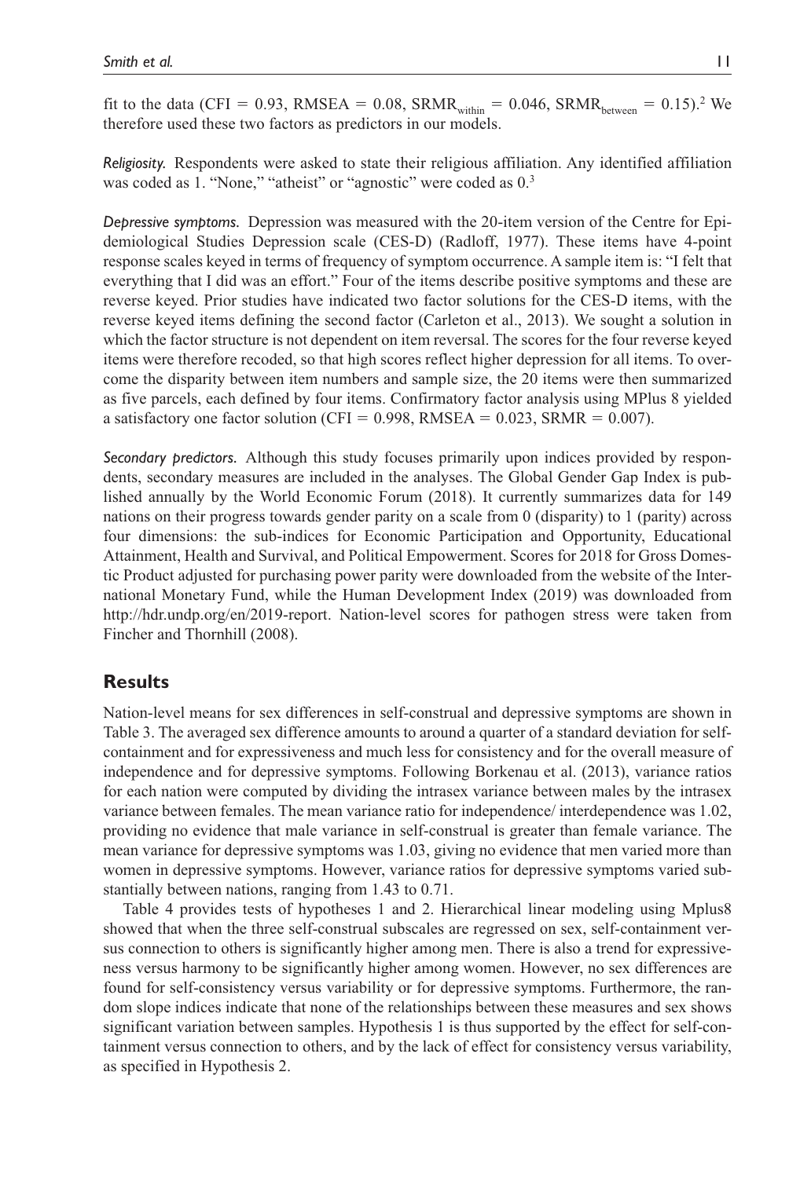fit to the data (CFI = 0.93, RMSEA = 0.08, $SRMR_{within}$ = 0.046, $SRMR_{between}$ = 0.15).[2] We therefore used these two factors as predictors in our models.

*Religiosity.* Respondents were asked to state their religious affiliation. Any identified affiliation was coded as 1. "None," "atheist" or "agnostic" were coded as 0.[3]

*Depressive symptoms.* Depression was measured with the 20-item version of the Centre for Epidemiological Studies Depression scale (CES-D) (Radloff, 1977). These items have 4-point response scales keyed in terms of frequency of symptom occurrence. A sample item is: "I felt that everything that I did was an effort." Four of the items describe positive symptoms and these are reverse keyed. Prior studies have indicated two factor solutions for the CES-D items, with the reverse keyed items defining the second factor (Carleton et al., 2013). We sought a solution in which the factor structure is not dependent on item reversal. The scores for the four reverse keyed items were therefore recoded, so that high scores reflect higher depression for all items. To overcome the disparity between item numbers and sample size, the 20 items were then summarized as five parcels, each defined by four items. Confirmatory factor analysis using MPlus 8 yielded a satisfactory one factor solution (CFI = 0.998, RMSEA = 0.023, SRMR = 0.007).

*Secondary predictors.* Although this study focuses primarily upon indices provided by respondents, secondary measures are included in the analyses. The Global Gender Gap Index is published annually by the World Economic Forum (2018). It currently summarizes data for 149 nations on their progress towards gender parity on a scale from 0 (disparity) to 1 (parity) across four dimensions: the sub-indices for Economic Participation and Opportunity, Educational Attainment, Health and Survival, and Political Empowerment. Scores for 2018 for Gross Domestic Product adjusted for purchasing power parity were downloaded from the website of the International Monetary Fund, while the Human Development Index (2019) was downloaded from http://hdr.undp.org/en/2019-report. Nation-level scores for pathogen stress were taken from Fincher and Thornhill (2008).

## Results

Nation-level means for sex differences in self-construal and depressive symptoms are shown in Table 3. The averaged sex difference amounts to around a quarter of a standard deviation for self-containment and for expressiveness and much less for consistency and for the overall measure of independence and for depressive symptoms. Following Borkenau et al. (2013), variance ratios for each nation were computed by dividing the intrasex variance between males by the intrasex variance between females. The mean variance ratio for independence/ interdependence was 1.02, providing no evidence that male variance in self-construal is greater than female variance. The mean variance for depressive symptoms was 1.03, giving no evidence that men varied more than women in depressive symptoms. However, variance ratios for depressive symptoms varied substantially between nations, ranging from 1.43 to 0.71.

Table 4 provides tests of hypotheses 1 and 2. Hierarchical linear modeling using Mplus8 showed that when the three self-construal subscales are regressed on sex, self-containment versus connection to others is significantly higher among men. There is also a trend for expressiveness versus harmony to be significantly higher among women. However, no sex differences are found for self-consistency versus variability or for depressive symptoms. Furthermore, the random slope indices indicate that none of the relationships between these measures and sex shows significant variation between samples. Hypothesis 1 is thus supported by the effect for self-containment versus connection to others, and by the lack of effect for consistency versus variability, as specified in Hypothesis 2.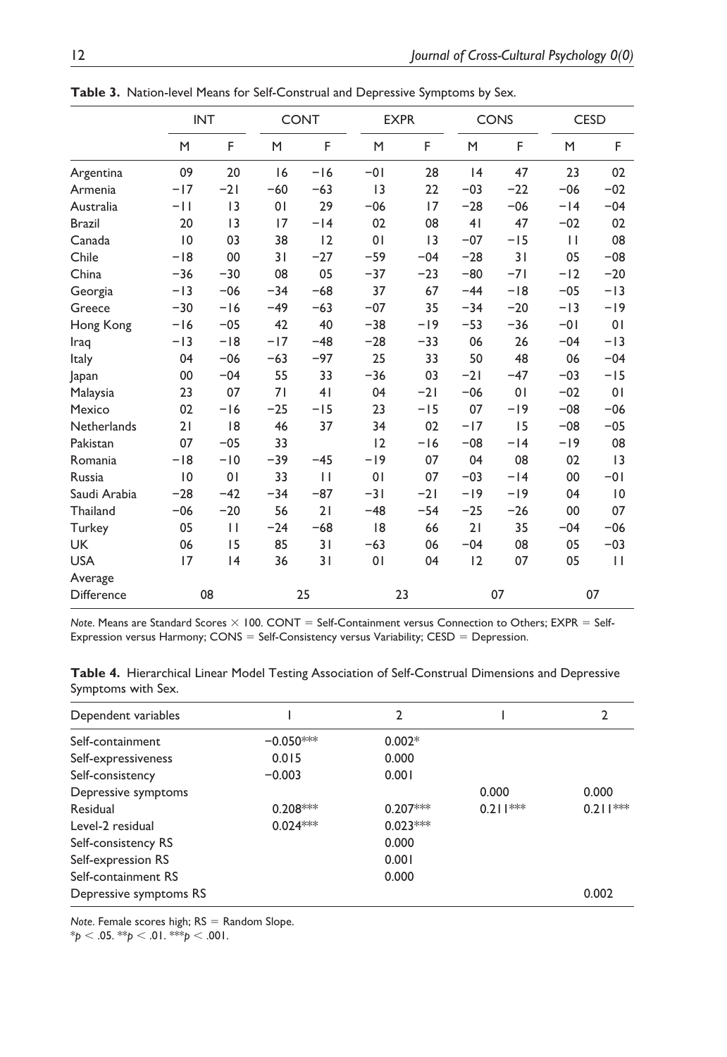**Table 3.** Nation-level Means for Self-Construal and Depressive Symptoms by Sex.

| | INT | | CONT | | EXPR | | CONS | | CESD | |
|---|---|---|---|---|---|---|---|---|---|---|
| | M | F | M | F | M | F | M | F | M | F |
| Argentina | 09 | 20 | 16 | −16 | −01 | 28 | 14 | 47 | 23 | 02 |
| Armenia | −17 | −21 | −60 | −63 | 13 | 22 | −03 | −22 | −06 | −02 |
| Australia | −11 | 13 | 01 | 29 | −06 | 17 | −28 | −06 | −14 | −04 |
| Brazil | 20 | 13 | 17 | −14 | 02 | 08 | 41 | 47 | −02 | 02 |
| Canada | 10 | 03 | 38 | 12 | 01 | 13 | −07 | −15 | 11 | 08 |
| Chile | −18 | 00 | 31 | −27 | −59 | −04 | −28 | 31 | 05 | −08 |
| China | −36 | −30 | 08 | 05 | −37 | −23 | −80 | −71 | −12 | −20 |
| Georgia | −13 | −06 | −34 | −68 | 37 | 67 | −44 | −18 | −05 | −13 |
| Greece | −30 | −16 | −49 | −63 | −07 | 35 | −34 | −20 | −13 | −19 |
| Hong Kong | −16 | −05 | 42 | 40 | −38 | −19 | −53 | −36 | −01 | 01 |
| Iraq | −13 | −18 | −17 | −48 | −28 | −33 | 06 | 26 | −04 | −13 |
| Italy | 04 | −06 | −63 | −97 | 25 | 33 | 50 | 48 | 06 | −04 |
| Japan | 00 | −04 | 55 | 33 | −36 | 03 | −21 | −47 | −03 | −15 |
| Malaysia | 23 | 07 | 71 | 41 | 04 | −21 | −06 | 01 | −02 | 01 |
| Mexico | 02 | −16 | −25 | −15 | 23 | −15 | 07 | −19 | −08 | −06 |
| Netherlands | 21 | 18 | 46 | 37 | 34 | 02 | −17 | 15 | −08 | −05 |
| Pakistan | 07 | −05 | 33 | | 12 | −16 | −08 | −14 | −19 | 08 |
| Romania | −18 | −10 | −39 | −45 | −19 | 07 | 04 | 08 | 02 | 13 |
| Russia | 10 | 01 | 33 | 11 | 01 | 07 | −03 | −14 | 00 | −01 |
| Saudi Arabia | −28 | −42 | −34 | −87 | −31 | −21 | −19 | −19 | 04 | 10 |
| Thailand | −06 | −20 | 56 | 21 | −48 | −54 | −25 | −26 | 00 | 07 |
| Turkey | 05 | 11 | −24 | −68 | 18 | 66 | 21 | 35 | −04 | −06 |
| UK | 06 | 15 | 85 | 31 | −63 | 06 | −04 | 08 | 05 | −03 |
| USA | 17 | 14 | 36 | 31 | 01 | 04 | 12 | 07 | 05 | 11 |
| Average Difference | 08 | | 25 | | 23 | | 07 | | 07 | |

*Note.* Means are Standard Scores × 100. CONT = Self-Containment versus Connection to Others; EXPR = Self-Expression versus Harmony; CONS = Self-Consistency versus Variability; CESD = Depression.

**Table 4.** Hierarchical Linear Model Testing Association of Self-Construal Dimensions and Depressive Symptoms with Sex.

| Dependent variables | 1 | 2 | 1 | 2 |
|---|---|---|---|---|
| Self-containment | −0.050*** | 0.002* | | |
| Self-expressiveness | 0.015 | 0.000 | | |
| Self-consistency | −0.003 | 0.001 | | |
| Depressive symptoms | | | 0.000 | 0.000 |
| Residual | 0.208*** | 0.207*** | 0.211*** | 0.211*** |
| Level-2 residual | 0.024*** | 0.023*** | | |
| Self-consistency RS | | 0.000 | | |
| Self-expression RS | | 0.001 | | |
| Self-containment RS | | 0.000 | | |
| Depressive symptoms RS | | | | 0.002 |

*Note.* Female scores high; RS = Random Slope.
*$p < .05$. **$p < .01$. ***$p < .001$.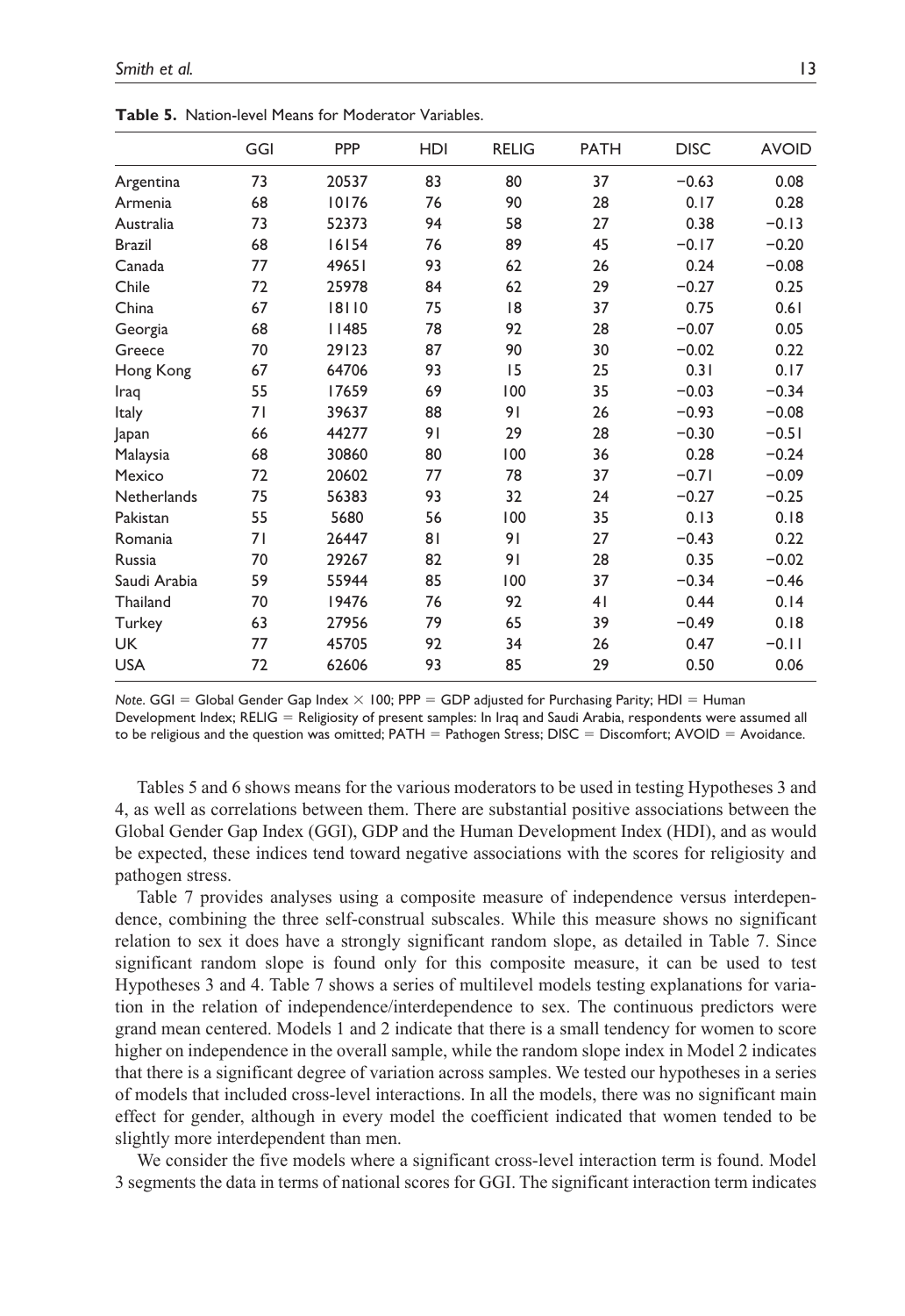**Table 5.** Nation-level Means for Moderator Variables.

| | GGI | PPP | HDI | RELIG | PATH | DISC | AVOID |
|---|---|---|---|---|---|---|---|
| Argentina | 73 | 20537 | 83 | 80 | 37 | −0.63 | 0.08 |
| Armenia | 68 | 10176 | 76 | 90 | 28 | 0.17 | 0.28 |
| Australia | 73 | 52373 | 94 | 58 | 27 | 0.38 | −0.13 |
| Brazil | 68 | 16154 | 76 | 89 | 45 | −0.17 | −0.20 |
| Canada | 77 | 49651 | 93 | 62 | 26 | 0.24 | −0.08 |
| Chile | 72 | 25978 | 84 | 62 | 29 | −0.27 | 0.25 |
| China | 67 | 18110 | 75 | 18 | 37 | 0.75 | 0.61 |
| Georgia | 68 | 11485 | 78 | 92 | 28 | −0.07 | 0.05 |
| Greece | 70 | 29123 | 87 | 90 | 30 | −0.02 | 0.22 |
| Hong Kong | 67 | 64706 | 93 | 15 | 25 | 0.31 | 0.17 |
| Iraq | 55 | 17659 | 69 | 100 | 35 | −0.03 | −0.34 |
| Italy | 71 | 39637 | 88 | 91 | 26 | −0.93 | −0.08 |
| Japan | 66 | 44277 | 91 | 29 | 28 | −0.30 | −0.51 |
| Malaysia | 68 | 30860 | 80 | 100 | 36 | 0.28 | −0.24 |
| Mexico | 72 | 20602 | 77 | 78 | 37 | −0.71 | −0.09 |
| Netherlands | 75 | 56383 | 93 | 32 | 24 | −0.27 | −0.25 |
| Pakistan | 55 | 5680 | 56 | 100 | 35 | 0.13 | 0.18 |
| Romania | 71 | 26447 | 81 | 91 | 27 | −0.43 | 0.22 |
| Russia | 70 | 29267 | 82 | 91 | 28 | 0.35 | −0.02 |
| Saudi Arabia | 59 | 55944 | 85 | 100 | 37 | −0.34 | −0.46 |
| Thailand | 70 | 19476 | 76 | 92 | 41 | 0.44 | 0.14 |
| Turkey | 63 | 27956 | 79 | 65 | 39 | −0.49 | 0.18 |
| UK | 77 | 45705 | 92 | 34 | 26 | 0.47 | −0.11 |
| USA | 72 | 62606 | 93 | 85 | 29 | 0.50 | 0.06 |

*Note*. GGI = Global Gender Gap Index × 100; PPP = GDP adjusted for Purchasing Parity; HDI = Human Development Index; RELIG = Religiosity of present samples: In Iraq and Saudi Arabia, respondents were assumed all to be religious and the question was omitted; PATH = Pathogen Stress; DISC = Discomfort; AVOID = Avoidance.

Tables 5 and 6 shows means for the various moderators to be used in testing Hypotheses 3 and 4, as well as correlations between them. There are substantial positive associations between the Global Gender Gap Index (GGI), GDP and the Human Development Index (HDI), and as would be expected, these indices tend toward negative associations with the scores for religiosity and pathogen stress.

Table 7 provides analyses using a composite measure of independence versus interdependence, combining the three self-construal subscales. While this measure shows no significant relation to sex it does have a strongly significant random slope, as detailed in Table 7. Since significant random slope is found only for this composite measure, it can be used to test Hypotheses 3 and 4. Table 7 shows a series of multilevel models testing explanations for variation in the relation of independence/interdependence to sex. The continuous predictors were grand mean centered. Models 1 and 2 indicate that there is a small tendency for women to score higher on independence in the overall sample, while the random slope index in Model 2 indicates that there is a significant degree of variation across samples. We tested our hypotheses in a series of models that included cross-level interactions. In all the models, there was no significant main effect for gender, although in every model the coefficient indicated that women tended to be slightly more interdependent than men.

We consider the five models where a significant cross-level interaction term is found. Model 3 segments the data in terms of national scores for GGI. The significant interaction term indicates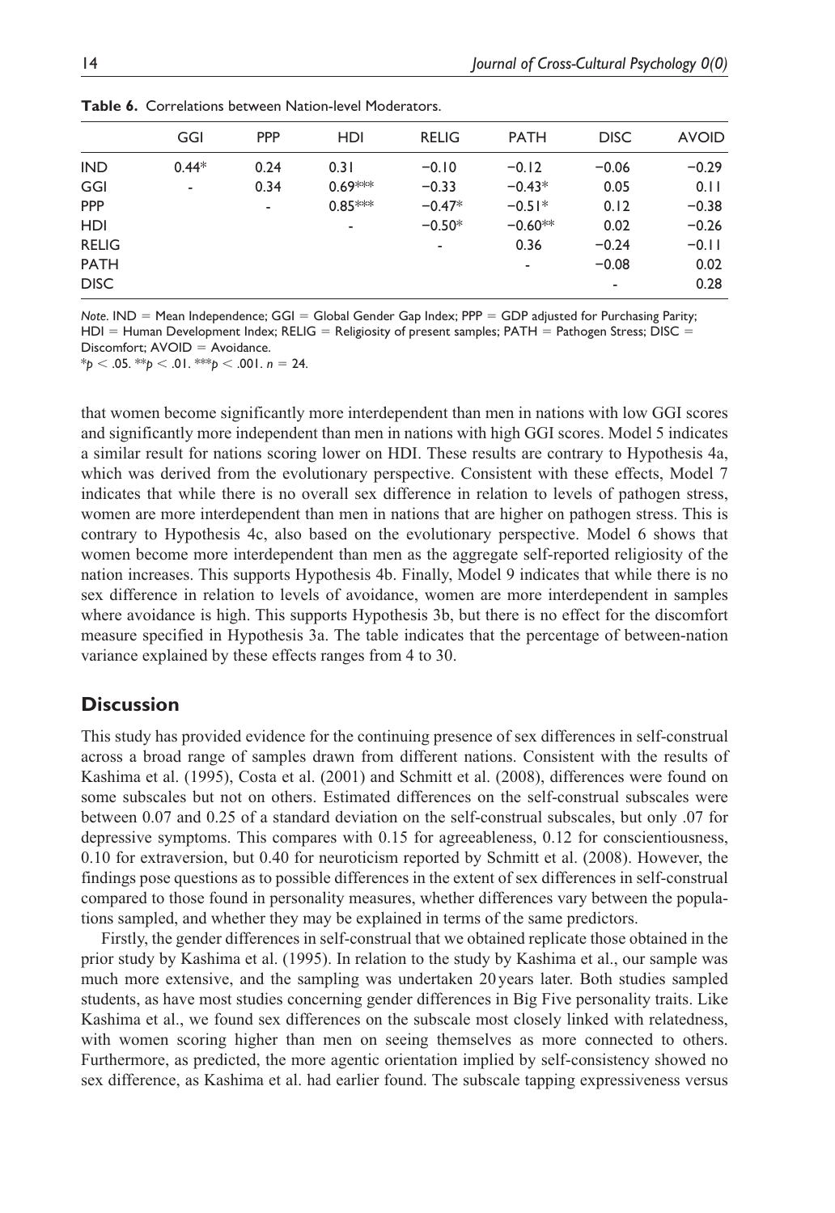**Table 6.** Correlations between Nation-level Moderators.

| | GGI | PPP | HDI | RELIG | PATH | DISC | AVOID |
|---|---|---|---|---|---|---|---|
| IND | 0.44* | 0.24 | 0.31 | −0.10 | −0.12 | −0.06 | −0.29 |
| GGI | - | 0.34 | 0.69*** | −0.33 | −0.43* | 0.05 | 0.11 |
| PPP | | - | 0.85*** | −0.47* | −0.51* | 0.12 | −0.38 |
| HDI | | | - | −0.50* | −0.60** | 0.02 | −0.26 |
| RELIG | | | | - | 0.36 | −0.24 | −0.11 |
| PATH | | | | | - | −0.08 | 0.02 |
| DISC | | | | | | - | 0.28 |

*Note*. IND = Mean Independence; GGI = Global Gender Gap Index; PPP = GDP adjusted for Purchasing Parity; HDI = Human Development Index; RELIG = Religiosity of present samples; PATH = Pathogen Stress; DISC = Discomfort; AVOID = Avoidance.
*$p < .05$. **$p < .01$. ***$p < .001$. $n = 24$.

that women become significantly more interdependent than men in nations with low GGI scores and significantly more independent than men in nations with high GGI scores. Model 5 indicates a similar result for nations scoring lower on HDI. These results are contrary to Hypothesis 4a, which was derived from the evolutionary perspective. Consistent with these effects, Model 7 indicates that while there is no overall sex difference in relation to levels of pathogen stress, women are more interdependent than men in nations that are higher on pathogen stress. This is contrary to Hypothesis 4c, also based on the evolutionary perspective. Model 6 shows that women become more interdependent than men as the aggregate self-reported religiosity of the nation increases. This supports Hypothesis 4b. Finally, Model 9 indicates that while there is no sex difference in relation to levels of avoidance, women are more interdependent in samples where avoidance is high. This supports Hypothesis 3b, but there is no effect for the discomfort measure specified in Hypothesis 3a. The table indicates that the percentage of between-nation variance explained by these effects ranges from 4 to 30.

## Discussion

This study has provided evidence for the continuing presence of sex differences in self-construal across a broad range of samples drawn from different nations. Consistent with the results of Kashima et al. (1995), Costa et al. (2001) and Schmitt et al. (2008), differences were found on some subscales but not on others. Estimated differences on the self-construal subscales were between 0.07 and 0.25 of a standard deviation on the self-construal subscales, but only .07 for depressive symptoms. This compares with 0.15 for agreeableness, 0.12 for conscientiousness, 0.10 for extraversion, but 0.40 for neuroticism reported by Schmitt et al. (2008). However, the findings pose questions as to possible differences in the extent of sex differences in self-construal compared to those found in personality measures, whether differences vary between the populations sampled, and whether they may be explained in terms of the same predictors.

Firstly, the gender differences in self-construal that we obtained replicate those obtained in the prior study by Kashima et al. (1995). In relation to the study by Kashima et al., our sample was much more extensive, and the sampling was undertaken 20 years later. Both studies sampled students, as have most studies concerning gender differences in Big Five personality traits. Like Kashima et al., we found sex differences on the subscale most closely linked with relatedness, with women scoring higher than men on seeing themselves as more connected to others. Furthermore, as predicted, the more agentic orientation implied by self-consistency showed no sex difference, as Kashima et al. had earlier found. The subscale tapping expressiveness versus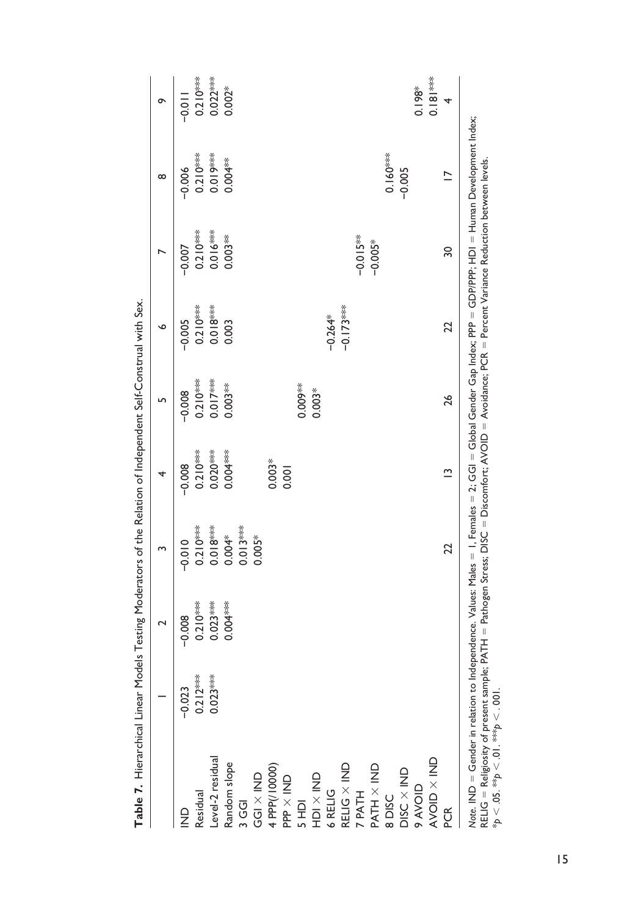**Table 7.** Hierarchical Linear Models Testing Moderators of the Relation of Independent Self-Construal with Sex.

| | 1 | 2 | 3 | 4 | 5 | 6 | 7 | 8 | 9 |
|---|---|---|---|---|---|---|---|---|---|
| IND | −0.023 | −0.008 | −0.010 | −0.008 | −0.008 | −0.005 | −0.007 | −0.006 | −0.011 |
| Residual | 0.212*** | 0.210*** | 0.210*** | 0.210*** | 0.210*** | 0.210*** | 0.210*** | 0.210*** | 0.210*** |
| Level-2 residual | 0.023*** | 0.023*** | 0.018*** | 0.020*** | 0.017*** | 0.018*** | 0.016*** | 0.019*** | 0.022*** |
| Random slope | | 0.004*** | 0.004* | 0.004*** | 0.003** | 0.003 | 0.003** | 0.004** | 0.002* |
| 3 GGI | | | 0.013*** | | | | | | |
| GGI × IND | | | 0.005* | | | | | | |
| 4 PPP(/10000) | | | | 0.003* | | | | | |
| PPP × IND | | | | 0.001 | | | | | |
| 5 HDI | | | | | 0.009** | | | | |
| HDI × IND | | | | | 0.003* | | | | |
| 6 RELIG | | | | | | −0.264* | | | |
| RELIG × IND | | | | | | −0.173*** | | | |
| 7 PATH | | | | | | | −0.015** | | |
| PATH × IND | | | | | | | −0.005* | | |
| 8 DISC | | | | | | | | 0.160*** | |
| DISC × IND | | | | | | | | −0.005 | |
| 9 AVOID | | | | | | | | | 0.198* |
| AVOID × IND | | | | | | | | | 0.181*** |
| PCR | | | 22 | 13 | 26 | 22 | 30 | 17 | 4 |

*Note.* IND = Gender in relation to Independence. Values: Males = 1, Females = 2; GGI = Global Gender Gap Index; PPP = GDP/PPP; HDI = Human Development Index; RELIG = Religiosity of present sample; PATH = Pathogen Stress; DISC = Discomfort; AVOID = Avoidance; PCR = Percent Variance Reduction between levels.
$*p < .05$. $**p < .01$. $***p < .001$.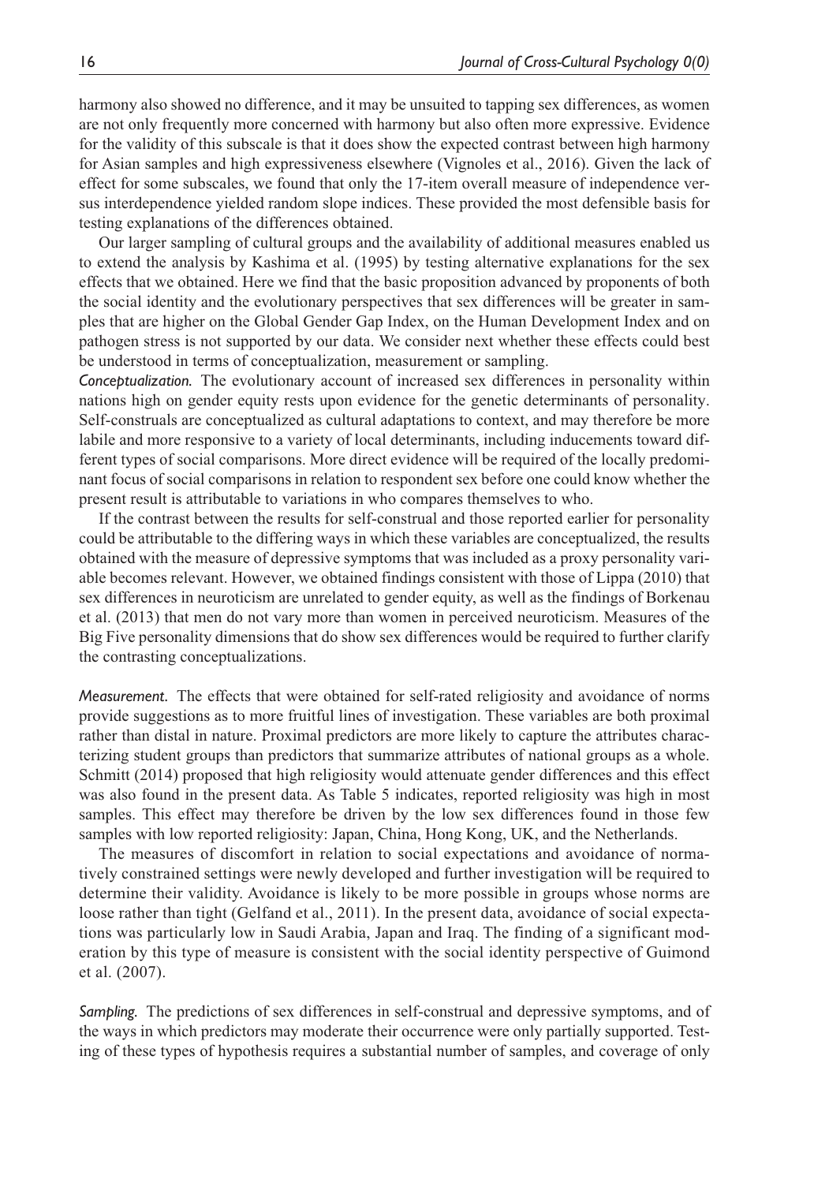harmony also showed no difference, and it may be unsuited to tapping sex differences, as women are not only frequently more concerned with harmony but also often more expressive. Evidence for the validity of this subscale is that it does show the expected contrast between high harmony for Asian samples and high expressiveness elsewhere (Vignoles et al., 2016). Given the lack of effect for some subscales, we found that only the 17-item overall measure of independence versus interdependence yielded random slope indices. These provided the most defensible basis for testing explanations of the differences obtained.

Our larger sampling of cultural groups and the availability of additional measures enabled us to extend the analysis by Kashima et al. (1995) by testing alternative explanations for the sex effects that we obtained. Here we find that the basic proposition advanced by proponents of both the social identity and the evolutionary perspectives that sex differences will be greater in samples that are higher on the Global Gender Gap Index, on the Human Development Index and on pathogen stress is not supported by our data. We consider next whether these effects could best be understood in terms of conceptualization, measurement or sampling.

*Conceptualization.* The evolutionary account of increased sex differences in personality within nations high on gender equity rests upon evidence for the genetic determinants of personality. Self-construals are conceptualized as cultural adaptations to context, and may therefore be more labile and more responsive to a variety of local determinants, including inducements toward different types of social comparisons. More direct evidence will be required of the locally predominant focus of social comparisons in relation to respondent sex before one could know whether the present result is attributable to variations in who compares themselves to who.

If the contrast between the results for self-construal and those reported earlier for personality could be attributable to the differing ways in which these variables are conceptualized, the results obtained with the measure of depressive symptoms that was included as a proxy personality variable becomes relevant. However, we obtained findings consistent with those of Lippa (2010) that sex differences in neuroticism are unrelated to gender equity, as well as the findings of Borkenau et al. (2013) that men do not vary more than women in perceived neuroticism. Measures of the Big Five personality dimensions that do show sex differences would be required to further clarify the contrasting conceptualizations.

*Measurement.* The effects that were obtained for self-rated religiosity and avoidance of norms provide suggestions as to more fruitful lines of investigation. These variables are both proximal rather than distal in nature. Proximal predictors are more likely to capture the attributes characterizing student groups than predictors that summarize attributes of national groups as a whole. Schmitt (2014) proposed that high religiosity would attenuate gender differences and this effect was also found in the present data. As Table 5 indicates, reported religiosity was high in most samples. This effect may therefore be driven by the low sex differences found in those few samples with low reported religiosity: Japan, China, Hong Kong, UK, and the Netherlands.

The measures of discomfort in relation to social expectations and avoidance of normatively constrained settings were newly developed and further investigation will be required to determine their validity. Avoidance is likely to be more possible in groups whose norms are loose rather than tight (Gelfand et al., 2011). In the present data, avoidance of social expectations was particularly low in Saudi Arabia, Japan and Iraq. The finding of a significant moderation by this type of measure is consistent with the social identity perspective of Guimond et al. (2007).

*Sampling.* The predictions of sex differences in self-construal and depressive symptoms, and of the ways in which predictors may moderate their occurrence were only partially supported. Testing of these types of hypothesis requires a substantial number of samples, and coverage of only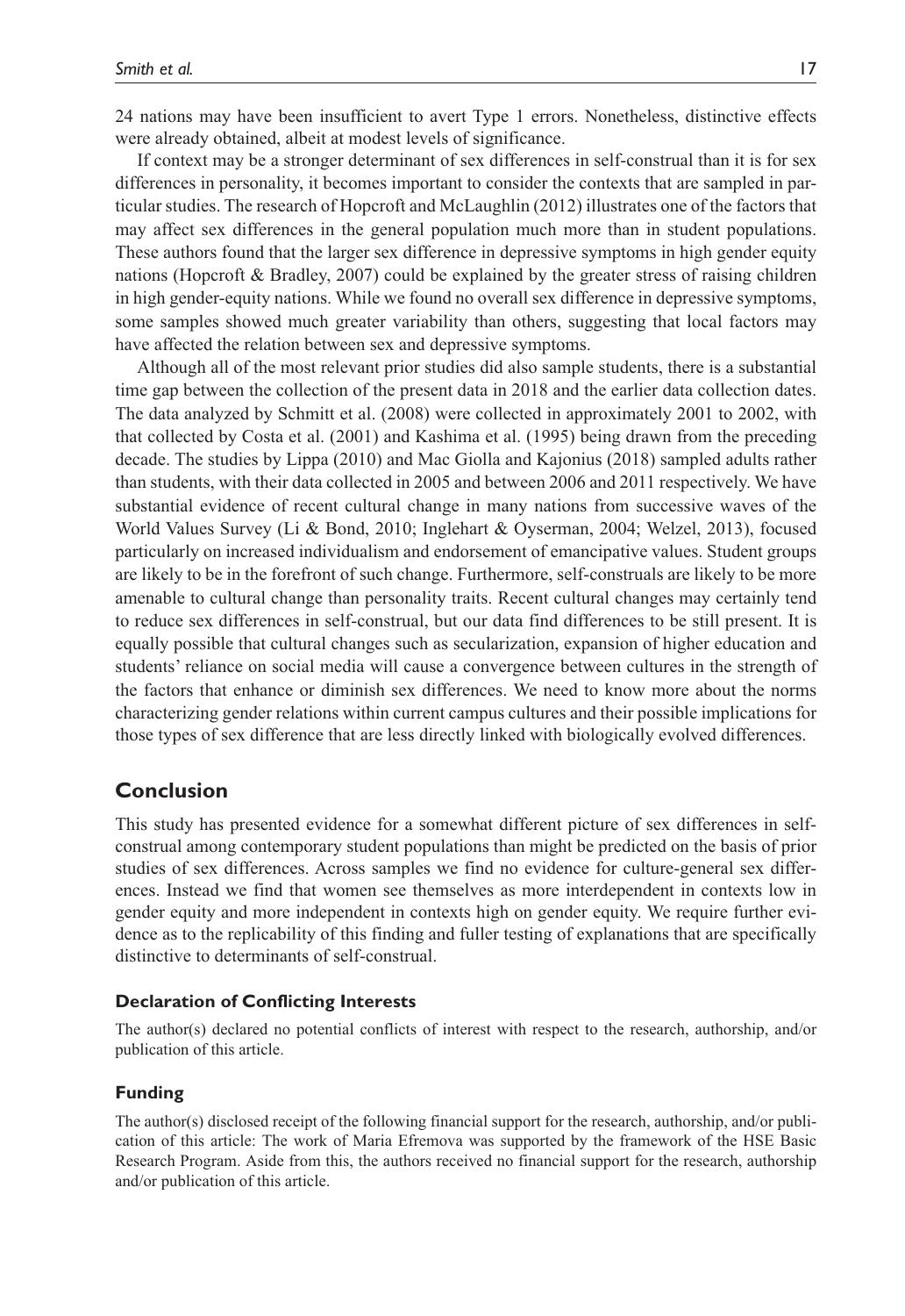24 nations may have been insufficient to avert Type 1 errors. Nonetheless, distinctive effects were already obtained, albeit at modest levels of significance.

If context may be a stronger determinant of sex differences in self-construal than it is for sex differences in personality, it becomes important to consider the contexts that are sampled in particular studies. The research of Hopcroft and McLaughlin (2012) illustrates one of the factors that may affect sex differences in the general population much more than in student populations. These authors found that the larger sex difference in depressive symptoms in high gender equity nations (Hopcroft & Bradley, 2007) could be explained by the greater stress of raising children in high gender-equity nations. While we found no overall sex difference in depressive symptoms, some samples showed much greater variability than others, suggesting that local factors may have affected the relation between sex and depressive symptoms.

Although all of the most relevant prior studies did also sample students, there is a substantial time gap between the collection of the present data in 2018 and the earlier data collection dates. The data analyzed by Schmitt et al. (2008) were collected in approximately 2001 to 2002, with that collected by Costa et al. (2001) and Kashima et al. (1995) being drawn from the preceding decade. The studies by Lippa (2010) and Mac Giolla and Kajonius (2018) sampled adults rather than students, with their data collected in 2005 and between 2006 and 2011 respectively. We have substantial evidence of recent cultural change in many nations from successive waves of the World Values Survey (Li & Bond, 2010; Inglehart & Oyserman, 2004; Welzel, 2013), focused particularly on increased individualism and endorsement of emancipative values. Student groups are likely to be in the forefront of such change. Furthermore, self-construals are likely to be more amenable to cultural change than personality traits. Recent cultural changes may certainly tend to reduce sex differences in self-construal, but our data find differences to be still present. It is equally possible that cultural changes such as secularization, expansion of higher education and students' reliance on social media will cause a convergence between cultures in the strength of the factors that enhance or diminish sex differences. We need to know more about the norms characterizing gender relations within current campus cultures and their possible implications for those types of sex difference that are less directly linked with biologically evolved differences.

## Conclusion

This study has presented evidence for a somewhat different picture of sex differences in self-construal among contemporary student populations than might be predicted on the basis of prior studies of sex differences. Across samples we find no evidence for culture-general sex differences. Instead we find that women see themselves as more interdependent in contexts low in gender equity and more independent in contexts high on gender equity. We require further evidence as to the replicability of this finding and fuller testing of explanations that are specifically distinctive to determinants of self-construal.

### Declaration of Conflicting Interests

The author(s) declared no potential conflicts of interest with respect to the research, authorship, and/or publication of this article.

### Funding

The author(s) disclosed receipt of the following financial support for the research, authorship, and/or publication of this article: The work of Maria Efremova was supported by the framework of the HSE Basic Research Program. Aside from this, the authors received no financial support for the research, authorship and/or publication of this article.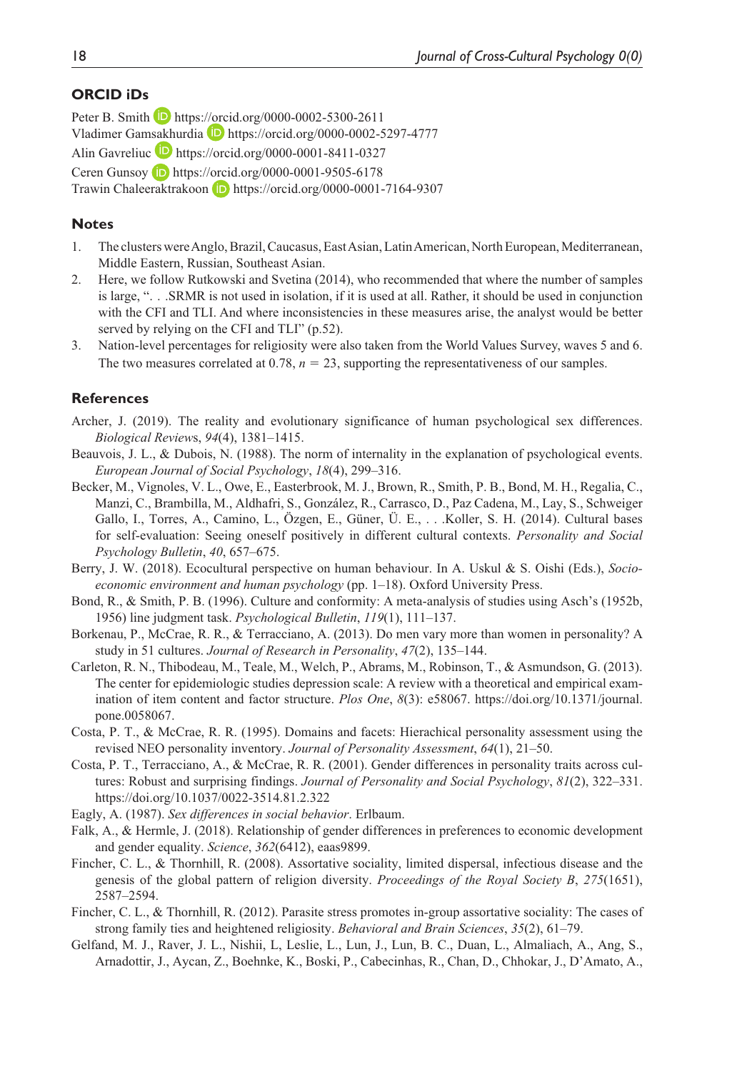## ORCID iDs

Peter B. Smith https://orcid.org/0000-0002-5300-2611
Vladimer Gamsakhurdia https://orcid.org/0000-0002-5297-4777
Alin Gavreliuc https://orcid.org/0000-0001-8411-0327
Ceren Gunsoy https://orcid.org/0000-0001-9505-6178
Trawin Chaleeraktrakoon https://orcid.org/0000-0001-7164-9307

## Notes

1. The clusters were Anglo, Brazil, Caucasus, East Asian, Latin American, North European, Mediterranean, Middle Eastern, Russian, Southeast Asian.
2. Here, we follow Rutkowski and Svetina (2014), who recommended that where the number of samples is large, ". . .SRMR is not used in isolation, if it is used at all. Rather, it should be used in conjunction with the CFI and TLI. And where inconsistencies in these measures arise, the analyst would be better served by relying on the CFI and TLI" (p.52).
3. Nation-level percentages for religiosity were also taken from the World Values Survey, waves 5 and 6. The two measures correlated at 0.78, $n = 23$, supporting the representativeness of our samples.

## References

Archer, J. (2019). The reality and evolutionary significance of human psychological sex differences. *Biological Reviews*, *94*(4), 1381–1415.

Beauvois, J. L., & Dubois, N. (1988). The norm of internality in the explanation of psychological events. *European Journal of Social Psychology*, *18*(4), 299–316.

Becker, M., Vignoles, V. L., Owe, E., Easterbrook, M. J., Brown, R., Smith, P. B., Bond, M. H., Regalia, C., Manzi, C., Brambilla, M., Aldhafri, S., González, R., Carrasco, D., Paz Cadena, M., Lay, S., Schweiger Gallo, I., Torres, A., Camino, L., Özgen, E., Güner, Ü. E., . . .Koller, S. H. (2014). Cultural bases for self-evaluation: Seeing oneself positively in different cultural contexts. *Personality and Social Psychology Bulletin*, *40*, 657–675.

Berry, J. W. (2018). Ecocultural perspective on human behaviour. In A. Uskul & S. Oishi (Eds.), *Socio-economic environment and human psychology* (pp. 1–18). Oxford University Press.

Bond, R., & Smith, P. B. (1996). Culture and conformity: A meta-analysis of studies using Asch's (1952b, 1956) line judgment task. *Psychological Bulletin*, *119*(1), 111–137.

Borkenau, P., McCrae, R. R., & Terracciano, A. (2013). Do men vary more than women in personality? A study in 51 cultures. *Journal of Research in Personality*, *47*(2), 135–144.

Carleton, R. N., Thibodeau, M., Teale, M., Welch, P., Abrams, M., Robinson, T., & Asmundson, G. (2013). The center for epidemiologic studies depression scale: A review with a theoretical and empirical examination of item content and factor structure. *Plos One*, *8*(3): e58067. https://doi.org/10.1371/journal.pone.0058067.

Costa, P. T., & McCrae, R. R. (1995). Domains and facets: Hierachical personality assessment using the revised NEO personality inventory. *Journal of Personality Assessment*, *64*(1), 21–50.

Costa, P. T., Terracciano, A., & McCrae, R. R. (2001). Gender differences in personality traits across cultures: Robust and surprising findings. *Journal of Personality and Social Psychology*, *81*(2), 322–331. https://doi.org/10.1037/0022-3514.81.2.322

Eagly, A. (1987). *Sex differences in social behavior*. Erlbaum.

Falk, A., & Hermle, J. (2018). Relationship of gender differences in preferences to economic development and gender equality. *Science*, *362*(6412), eaas9899.

Fincher, C. L., & Thornhill, R. (2008). Assortative sociality, limited dispersal, infectious disease and the genesis of the global pattern of religion diversity. *Proceedings of the Royal Society B*, *275*(1651), 2587–2594.

Fincher, C. L., & Thornhill, R. (2012). Parasite stress promotes in-group assortative sociality: The cases of strong family ties and heightened religiosity. *Behavioral and Brain Sciences*, *35*(2), 61–79.

Gelfand, M. J., Raver, J. L., Nishii, L, Leslie, L., Lun, J., Lun, B. C., Duan, L., Almaliach, A., Ang, S., Arnadottir, J., Aycan, Z., Boehnke, K., Boski, P., Cabecinhas, R., Chan, D., Chhokar, J., D'Amato, A.,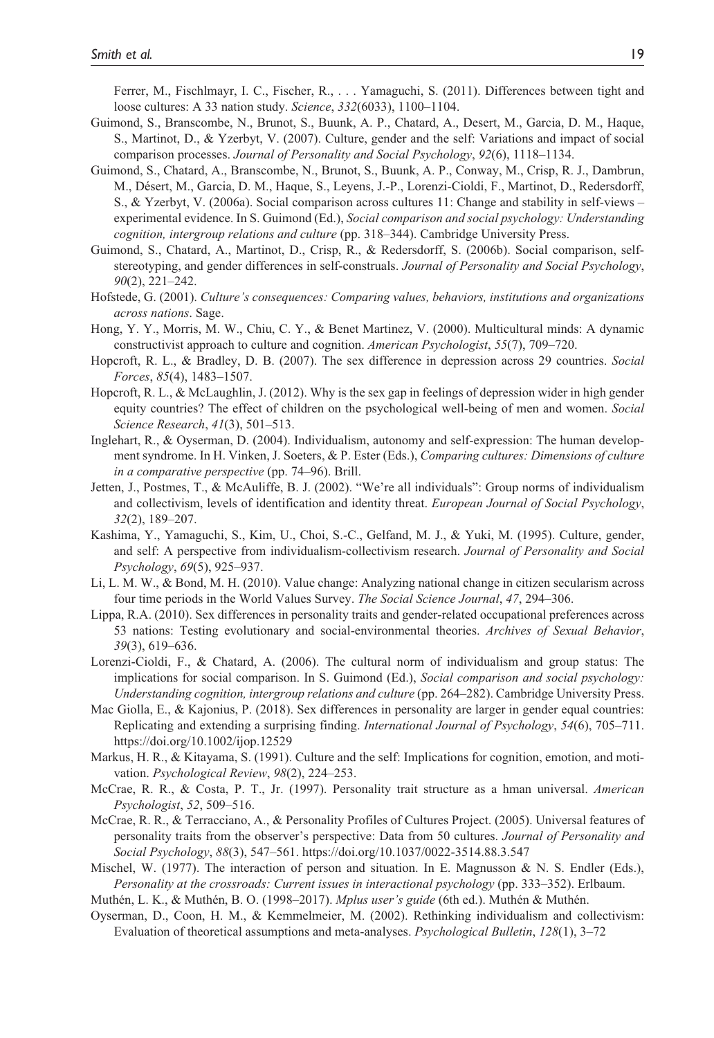Ferrer, M., Fischlmayr, I. C., Fischer, R., . . . Yamaguchi, S. (2011). Differences between tight and loose cultures: A 33 nation study. *Science*, *332*(6033), 1100–1104.

Guimond, S., Branscombe, N., Brunot, S., Buunk, A. P., Chatard, A., Desert, M., Garcia, D. M., Haque, S., Martinot, D., & Yzerbyt, V. (2007). Culture, gender and the self: Variations and impact of social comparison processes. *Journal of Personality and Social Psychology*, *92*(6), 1118–1134.

Guimond, S., Chatard, A., Branscombe, N., Brunot, S., Buunk, A. P., Conway, M., Crisp, R. J., Dambrun, M., Désert, M., Garcia, D. M., Haque, S., Leyens, J.-P., Lorenzi-Cioldi, F., Martinot, D., Redersdorff, S., & Yzerbyt, V. (2006a). Social comparison across cultures 11: Change and stability in self-views – experimental evidence. In S. Guimond (Ed.), *Social comparison and social psychology: Understanding cognition, intergroup relations and culture* (pp. 318–344). Cambridge University Press.

Guimond, S., Chatard, A., Martinot, D., Crisp, R., & Redersdorff, S. (2006b). Social comparison, self-stereotyping, and gender differences in self-construals. *Journal of Personality and Social Psychology*, *90*(2), 221–242.

Hofstede, G. (2001). *Culture's consequences: Comparing values, behaviors, institutions and organizations across nations*. Sage.

Hong, Y. Y., Morris, M. W., Chiu, C. Y., & Benet Martinez, V. (2000). Multicultural minds: A dynamic constructivist approach to culture and cognition. *American Psychologist*, *55*(7), 709–720.

Hopcroft, R. L., & Bradley, D. B. (2007). The sex difference in depression across 29 countries. *Social Forces*, *85*(4), 1483–1507.

Hopcroft, R. L., & McLaughlin, J. (2012). Why is the sex gap in feelings of depression wider in high gender equity countries? The effect of children on the psychological well-being of men and women. *Social Science Research*, *41*(3), 501–513.

Inglehart, R., & Oyserman, D. (2004). Individualism, autonomy and self-expression: The human development syndrome. In H. Vinken, J. Soeters, & P. Ester (Eds.), *Comparing cultures: Dimensions of culture in a comparative perspective* (pp. 74–96). Brill.

Jetten, J., Postmes, T., & McAuliffe, B. J. (2002). "We're all individuals": Group norms of individualism and collectivism, levels of identification and identity threat. *European Journal of Social Psychology*, *32*(2), 189–207.

Kashima, Y., Yamaguchi, S., Kim, U., Choi, S.-C., Gelfand, M. J., & Yuki, M. (1995). Culture, gender, and self: A perspective from individualism-collectivism research. *Journal of Personality and Social Psychology*, *69*(5), 925–937.

Li, L. M. W., & Bond, M. H. (2010). Value change: Analyzing national change in citizen secularism across four time periods in the World Values Survey. *The Social Science Journal*, *47*, 294–306.

Lippa, R.A. (2010). Sex differences in personality traits and gender-related occupational preferences across 53 nations: Testing evolutionary and social-environmental theories. *Archives of Sexual Behavior*, *39*(3), 619–636.

Lorenzi-Cioldi, F., & Chatard, A. (2006). The cultural norm of individualism and group status: The implications for social comparison. In S. Guimond (Ed.), *Social comparison and social psychology: Understanding cognition, intergroup relations and culture* (pp. 264–282). Cambridge University Press.

Mac Giolla, E., & Kajonius, P. (2018). Sex differences in personality are larger in gender equal countries: Replicating and extending a surprising finding. *International Journal of Psychology*, *54*(6), 705–711. https://doi.org/10.1002/ijop.12529

Markus, H. R., & Kitayama, S. (1991). Culture and the self: Implications for cognition, emotion, and motivation. *Psychological Review*, *98*(2), 224–253.

McCrae, R. R., & Costa, P. T., Jr. (1997). Personality trait structure as a hman universal. *American Psychologist*, *52*, 509–516.

McCrae, R. R., & Terracciano, A., & Personality Profiles of Cultures Project. (2005). Universal features of personality traits from the observer's perspective: Data from 50 cultures. *Journal of Personality and Social Psychology*, *88*(3), 547–561. https://doi.org/10.1037/0022-3514.88.3.547

Mischel, W. (1977). The interaction of person and situation. In E. Magnusson & N. S. Endler (Eds.), *Personality at the crossroads: Current issues in interactional psychology* (pp. 333–352). Erlbaum.

Muthén, L. K., & Muthén, B. O. (1998–2017). *Mplus user's guide* (6th ed.). Muthén & Muthén.

Oyserman, D., Coon, H. M., & Kemmelmeier, M. (2002). Rethinking individualism and collectivism: Evaluation of theoretical assumptions and meta-analyses. *Psychological Bulletin*, *128*(1), 3–72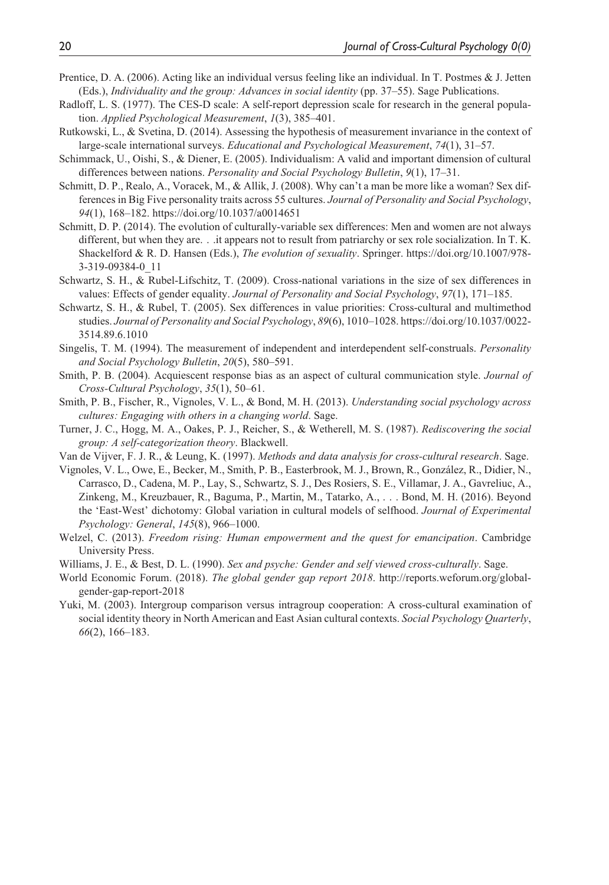Prentice, D. A. (2006). Acting like an individual versus feeling like an individual. In T. Postmes & J. Jetten (Eds.), *Individuality and the group: Advances in social identity* (pp. 37–55). Sage Publications.

Radloff, L. S. (1977). The CES-D scale: A self-report depression scale for research in the general population. *Applied Psychological Measurement*, *1*(3), 385–401.

Rutkowski, L., & Svetina, D. (2014). Assessing the hypothesis of measurement invariance in the context of large-scale international surveys. *Educational and Psychological Measurement*, *74*(1), 31–57.

Schimmack, U., Oishi, S., & Diener, E. (2005). Individualism: A valid and important dimension of cultural differences between nations. *Personality and Social Psychology Bulletin*, *9*(1), 17–31.

Schmitt, D. P., Realo, A., Voracek, M., & Allik, J. (2008). Why can't a man be more like a woman? Sex differences in Big Five personality traits across 55 cultures. *Journal of Personality and Social Psychology*, *94*(1), 168–182. https://doi.org/10.1037/a0014651

Schmitt, D. P. (2014). The evolution of culturally-variable sex differences: Men and women are not always different, but when they are. . .it appears not to result from patriarchy or sex role socialization. In T. K. Shackelford & R. D. Hansen (Eds.), *The evolution of sexuality*. Springer. https://doi.org/10.1007/978-3-319-09384-0_11

Schwartz, S. H., & Rubel-Lifschitz, T. (2009). Cross-national variations in the size of sex differences in values: Effects of gender equality. *Journal of Personality and Social Psychology*, *97*(1), 171–185.

Schwartz, S. H., & Rubel, T. (2005). Sex differences in value priorities: Cross-cultural and multimethod studies. *Journal of Personality and Social Psychology*, *89*(6), 1010–1028. https://doi.org/10.1037/0022-3514.89.6.1010

Singelis, T. M. (1994). The measurement of independent and interdependent self-construals. *Personality and Social Psychology Bulletin*, *20*(5), 580–591.

Smith, P. B. (2004). Acquiescent response bias as an aspect of cultural communication style. *Journal of Cross-Cultural Psychology*, *35*(1), 50–61.

Smith, P. B., Fischer, R., Vignoles, V. L., & Bond, M. H. (2013). *Understanding social psychology across cultures: Engaging with others in a changing world*. Sage.

Turner, J. C., Hogg, M. A., Oakes, P. J., Reicher, S., & Wetherell, M. S. (1987). *Rediscovering the social group: A self-categorization theory*. Blackwell.

Van de Vijver, F. J. R., & Leung, K. (1997). *Methods and data analysis for cross-cultural research*. Sage.

Vignoles, V. L., Owe, E., Becker, M., Smith, P. B., Easterbrook, M. J., Brown, R., González, R., Didier, N., Carrasco, D., Cadena, M. P., Lay, S., Schwartz, S. J., Des Rosiers, S. E., Villamar, J. A., Gavreliuc, A., Zinkeng, M., Kreuzbauer, R., Baguma, P., Martin, M., Tatarko, A., . . . Bond, M. H. (2016). Beyond the 'East-West' dichotomy: Global variation in cultural models of selfhood. *Journal of Experimental Psychology: General*, *145*(8), 966–1000.

Welzel, C. (2013). *Freedom rising: Human empowerment and the quest for emancipation*. Cambridge University Press.

Williams, J. E., & Best, D. L. (1990). *Sex and psyche: Gender and self viewed cross-culturally*. Sage.

World Economic Forum. (2018). *The global gender gap report 2018*. http://reports.weforum.org/global-gender-gap-report-2018

Yuki, M. (2003). Intergroup comparison versus intragroup cooperation: A cross-cultural examination of social identity theory in North American and East Asian cultural contexts. *Social Psychology Quarterly*, *66*(2), 166–183.